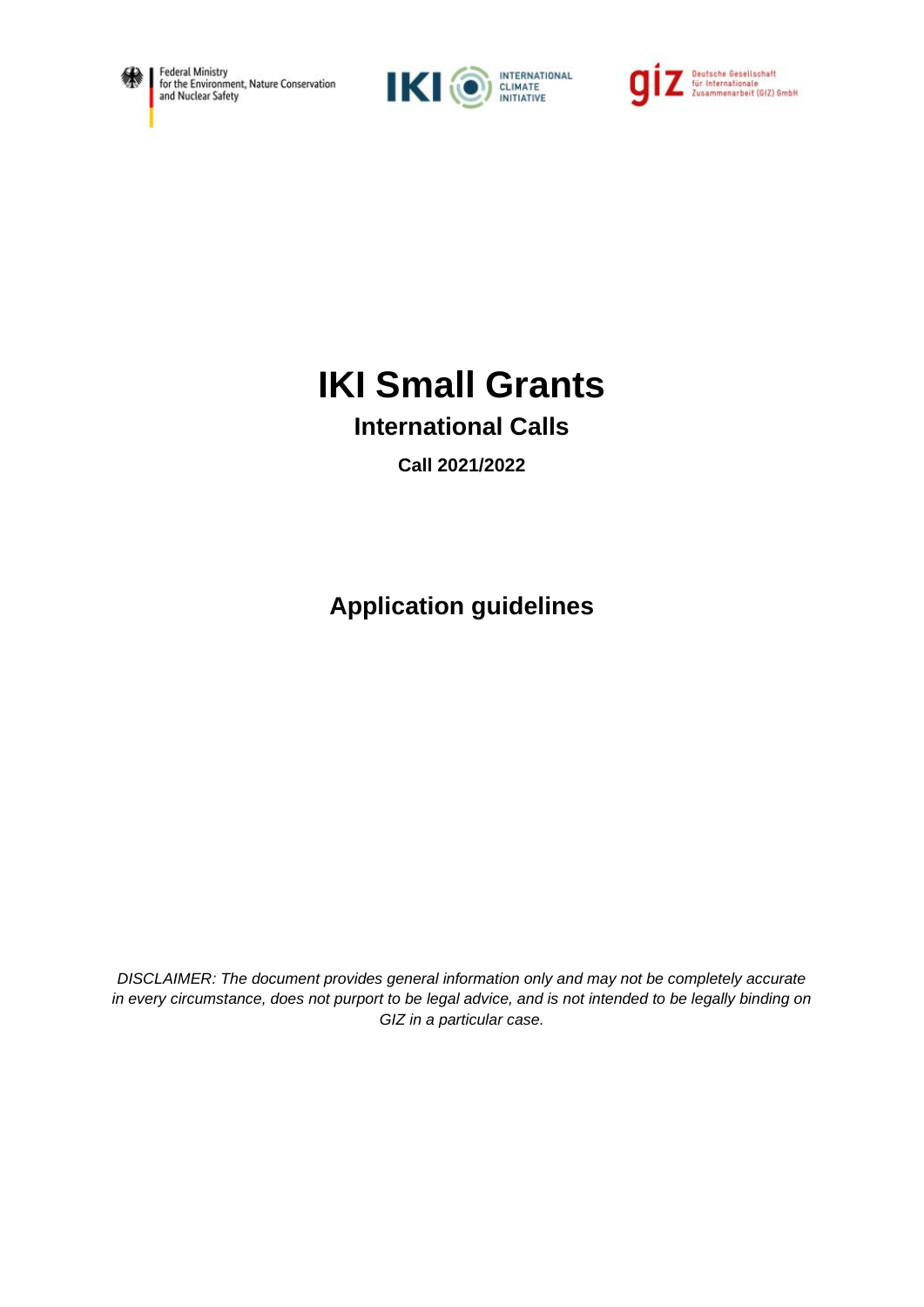Federal Ministry for the Environment, Nature Conservation and Nuclear Safety

IKI INTERNATIONAL CLIMATE INITIATIVE

giz Deutsche Gesellschaft für Internationale Zusammenarbeit (GIZ) GmbH

# IKI Small Grants

## International Calls

### Call 2021/2022

## Application guidelines

*DISCLAIMER: The document provides general information only and may not be completely accurate in every circumstance, does not purport to be legal advice, and is not intended to be legally binding on GIZ in a particular case.*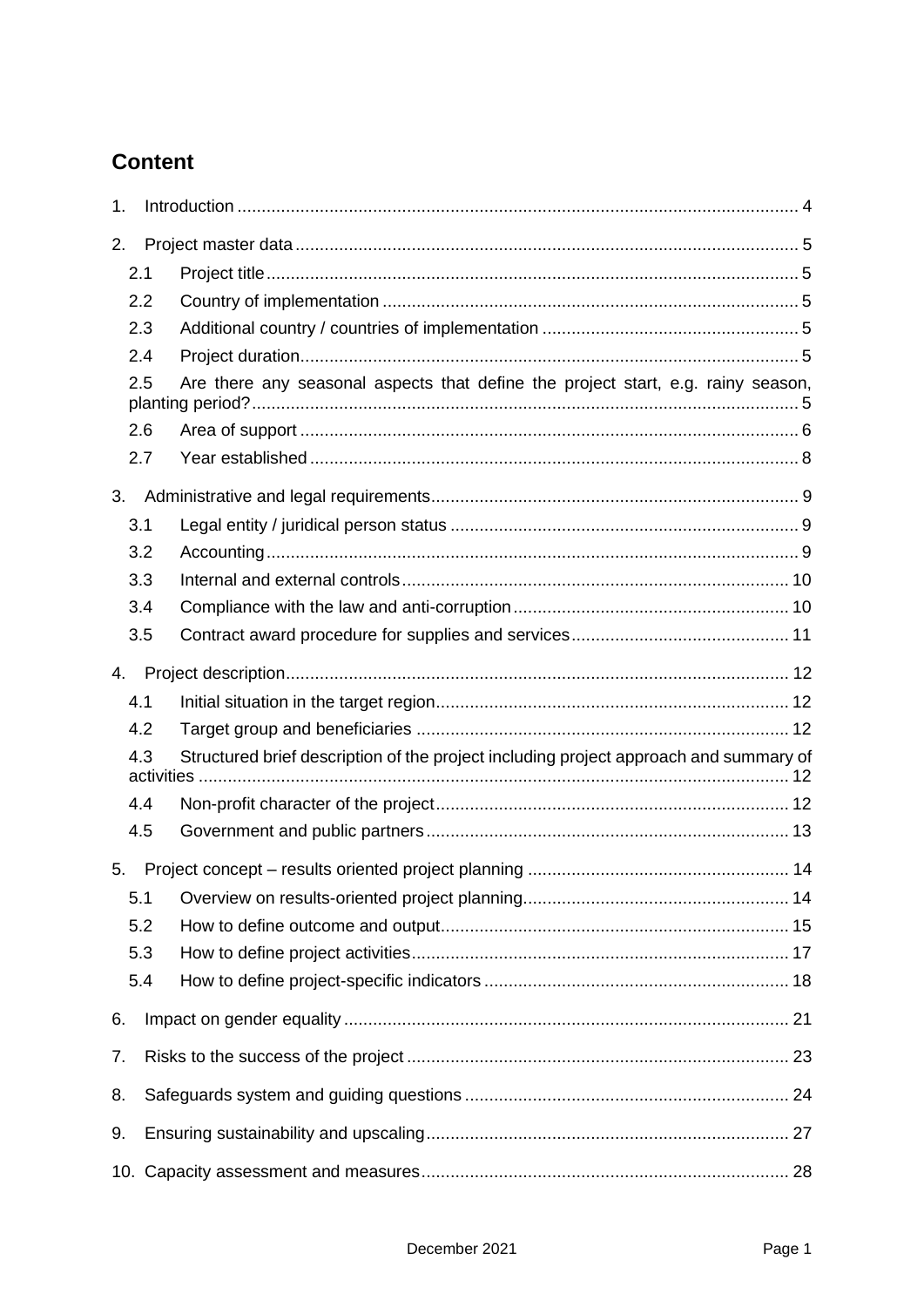## Content

1. Introduction .................................................................................................................. 4
2. Project master data ....................................................................................................... 5
   - 2.1 Project title ............................................................................................................ 5
   - 2.2 Country of implementation ..................................................................................... 5
   - 2.3 Additional country / countries of implementation .................................................... 5
   - 2.4 Project duration ...................................................................................................... 5
   - 2.5 Are there any seasonal aspects that define the project start, e.g. rainy season, planting period? ............................................................................................................... 5
   - 2.6 Area of support ...................................................................................................... 6
   - 2.7 Year established .................................................................................................... 8
3. Administrative and legal requirements ........................................................................... 9
   - 3.1 Legal entity / juridical person status ....................................................................... 9
   - 3.2 Accounting ............................................................................................................. 9
   - 3.3 Internal and external controls ............................................................................... 10
   - 3.4 Compliance with the law and anti-corruption ........................................................ 10
   - 3.5 Contract award procedure for supplies and services ............................................ 11
4. Project description ....................................................................................................... 12
   - 4.1 Initial situation in the target region ........................................................................ 12
   - 4.2 Target group and beneficiaries ............................................................................ 12
   - 4.3 Structured brief description of the project including project approach and summary of activities ......................................................................................................................... 12
   - 4.4 Non-profit character of the project ........................................................................ 12
   - 4.5 Government and public partners .......................................................................... 13
5. Project concept – results oriented project planning ...................................................... 14
   - 5.1 Overview on results-oriented project planning ...................................................... 14
   - 5.2 How to define outcome and output ....................................................................... 15
   - 5.3 How to define project activities ............................................................................. 17
   - 5.4 How to define project-specific indicators .............................................................. 18
6. Impact on gender equality ........................................................................................... 21
7. Risks to the success of the project .............................................................................. 23
8. Safeguards system and guiding questions .................................................................. 24
9. Ensuring sustainability and upscaling .......................................................................... 27
10. Capacity assessment and measures ........................................................................... 28

December 2021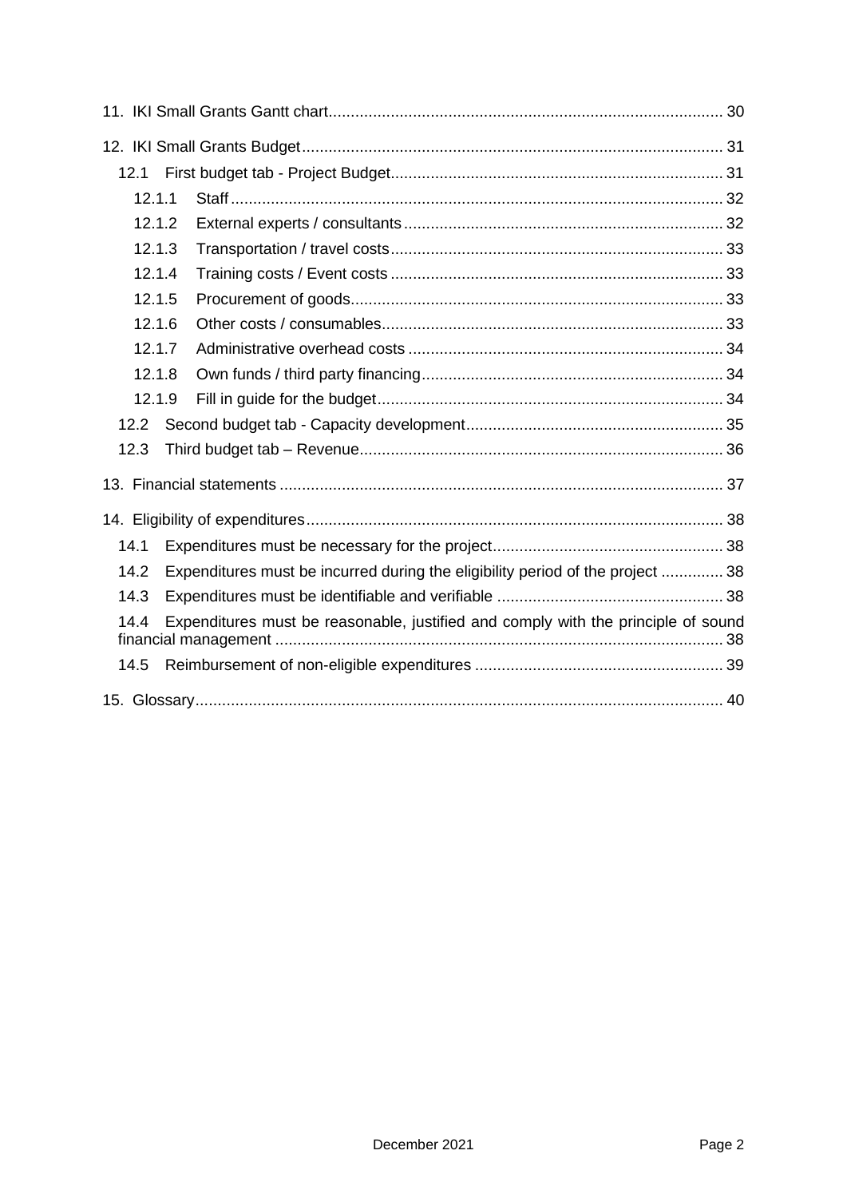11. IKI Small Grants Gantt chart........................................................................................ 30

12. IKI Small Grants Budget.............................................................................................. 31

   12.1 First budget tab - Project Budget.......................................................................... 31

      12.1.1 Staff.............................................................................................................. 32

      12.1.2 External experts / consultants....................................................................... 32

      12.1.3 Transportation / travel costs.......................................................................... 33

      12.1.4 Training costs / Event costs .......................................................................... 33

      12.1.5 Procurement of goods................................................................................... 33

      12.1.6 Other costs / consumables............................................................................ 33

      12.1.7 Administrative overhead costs ...................................................................... 34

      12.1.8 Own funds / third party financing................................................................... 34

      12.1.9 Fill in guide for the budget............................................................................. 34

   12.2 Second budget tab - Capacity development......................................................... 35

   12.3 Third budget tab – Revenue................................................................................. 36

13. Financial statements ................................................................................................... 37

14. Eligibility of expenditures............................................................................................. 38

   14.1 Expenditures must be necessary for the project................................................... 38

   14.2 Expenditures must be incurred during the eligibility period of the project ............. 38

   14.3 Expenditures must be identifiable and verifiable .................................................. 38

   14.4 Expenditures must be reasonable, justified and comply with the principle of sound financial management .................................................................................................... 38

   14.5 Reimbursement of non-eligible expenditures ........................................................ 39

15. Glossary...................................................................................................................... 40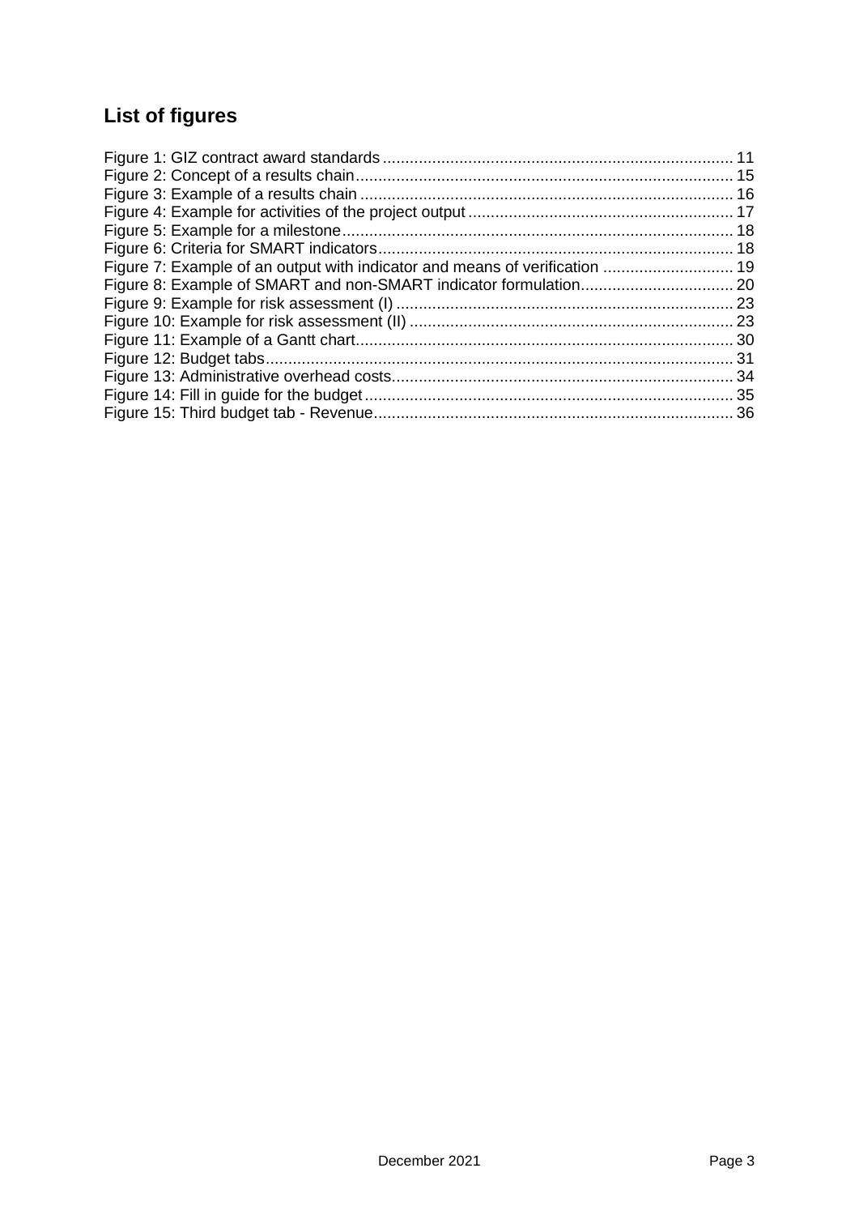## List of figures

Figure 1: GIZ contract award standards ............................................................................ 11
Figure 2: Concept of a results chain .................................................................................. 15
Figure 3: Example of a results chain ................................................................................. 16
Figure 4: Example for activities of the project output ......................................................... 17
Figure 5: Example for a milestone ..................................................................................... 18
Figure 6: Criteria for SMART indicators .............................................................................. 18
Figure 7: Example of an output with indicator and means of verification ............................ 19
Figure 8: Example of SMART and non-SMART indicator formulation................................. 20
Figure 9: Example for risk assessment (I) .......................................................................... 23
Figure 10: Example for risk assessment (II) ....................................................................... 23
Figure 11: Example of a Gantt chart................................................................................... 30
Figure 12: Budget tabs....................................................................................................... 31
Figure 13: Administrative overhead costs........................................................................... 34
Figure 14: Fill in guide for the budget ................................................................................ 35
Figure 15: Third budget tab - Revenue............................................................................... 36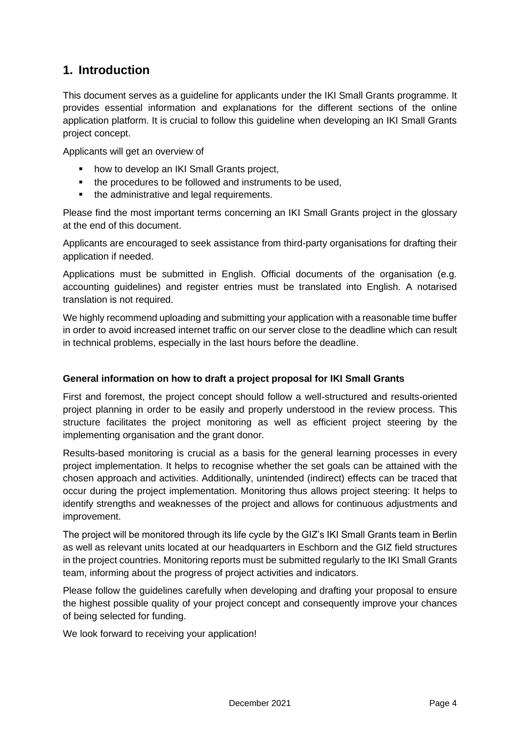## 1. Introduction

This document serves as a guideline for applicants under the IKI Small Grants programme. It provides essential information and explanations for the different sections of the online application platform. It is crucial to follow this guideline when developing an IKI Small Grants project concept.

Applicants will get an overview of

- how to develop an IKI Small Grants project,
- the procedures to be followed and instruments to be used,
- the administrative and legal requirements.

Please find the most important terms concerning an IKI Small Grants project in the glossary at the end of this document.

Applicants are encouraged to seek assistance from third-party organisations for drafting their application if needed.

Applications must be submitted in English. Official documents of the organisation (e.g. accounting guidelines) and register entries must be translated into English. A notarised translation is not required.

We highly recommend uploading and submitting your application with a reasonable time buffer in order to avoid increased internet traffic on our server close to the deadline which can result in technical problems, especially in the last hours before the deadline.

**General information on how to draft a project proposal for IKI Small Grants**

First and foremost, the project concept should follow a well-structured and results-oriented project planning in order to be easily and properly understood in the review process. This structure facilitates the project monitoring as well as efficient project steering by the implementing organisation and the grant donor.

Results-based monitoring is crucial as a basis for the general learning processes in every project implementation. It helps to recognise whether the set goals can be attained with the chosen approach and activities. Additionally, unintended (indirect) effects can be traced that occur during the project implementation. Monitoring thus allows project steering: It helps to identify strengths and weaknesses of the project and allows for continuous adjustments and improvement.

The project will be monitored through its life cycle by the GIZ's IKI Small Grants team in Berlin as well as relevant units located at our headquarters in Eschborn and the GIZ field structures in the project countries. Monitoring reports must be submitted regularly to the IKI Small Grants team, informing about the progress of project activities and indicators.

Please follow the guidelines carefully when developing and drafting your proposal to ensure the highest possible quality of your project concept and consequently improve your chances of being selected for funding.

We look forward to receiving your application!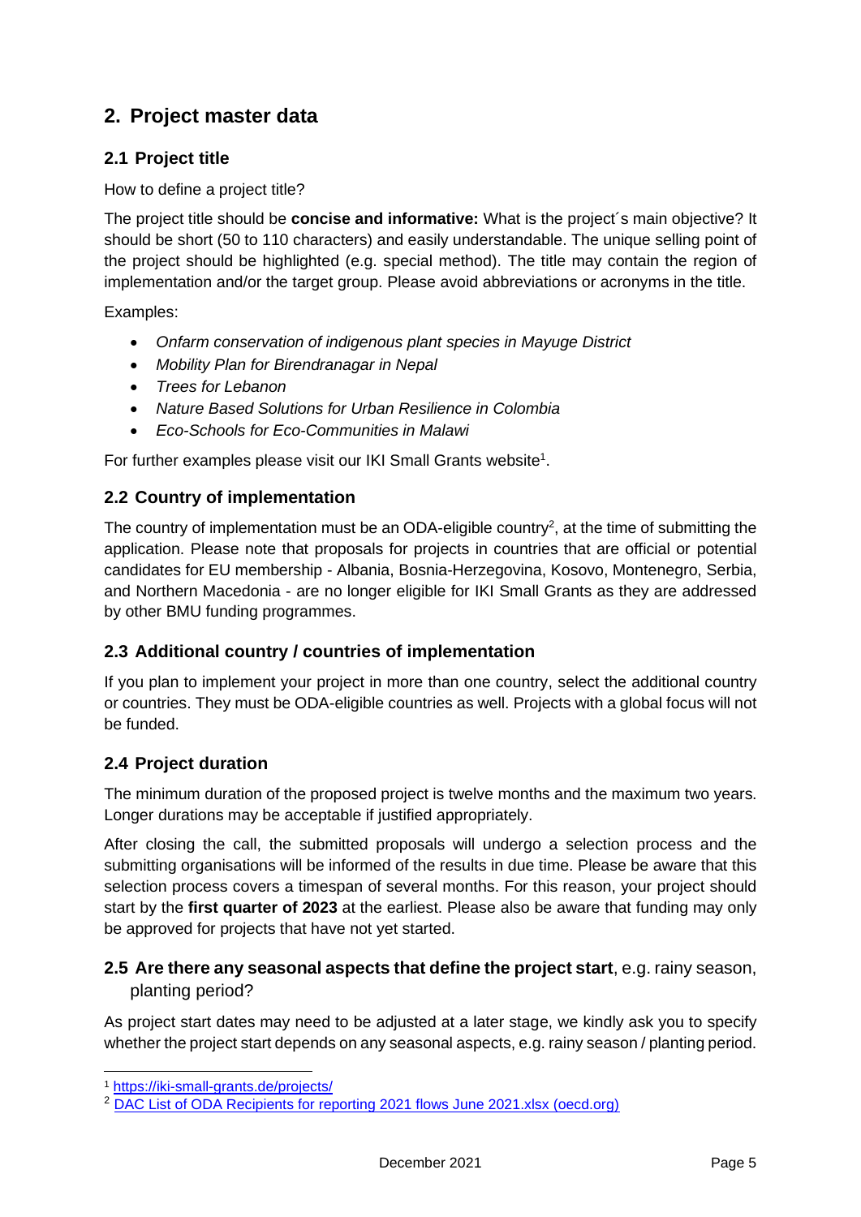## 2. Project master data

### 2.1 Project title

How to define a project title?

The project title should be **concise and informative:** What is the project´s main objective? It should be short (50 to 110 characters) and easily understandable. The unique selling point of the project should be highlighted (e.g. special method). The title may contain the region of implementation and/or the target group. Please avoid abbreviations or acronyms in the title.

Examples:

- *Onfarm conservation of indigenous plant species in Mayuge District*
- *Mobility Plan for Birendranagar in Nepal*
- *Trees for Lebanon*
- *Nature Based Solutions for Urban Resilience in Colombia*
- *Eco-Schools for Eco-Communities in Malawi*

For further examples please visit our IKI Small Grants website[1].

### 2.2 Country of implementation

The country of implementation must be an ODA-eligible country[2], at the time of submitting the application. Please note that proposals for projects in countries that are official or potential candidates for EU membership - Albania, Bosnia-Herzegovina, Kosovo, Montenegro, Serbia, and Northern Macedonia - are no longer eligible for IKI Small Grants as they are addressed by other BMU funding programmes.

### 2.3 Additional country / countries of implementation

If you plan to implement your project in more than one country, select the additional country or countries. They must be ODA-eligible countries as well. Projects with a global focus will not be funded.

### 2.4 Project duration

The minimum duration of the proposed project is twelve months and the maximum two years. Longer durations may be acceptable if justified appropriately.

After closing the call, the submitted proposals will undergo a selection process and the submitting organisations will be informed of the results in due time. Please be aware that this selection process covers a timespan of several months. For this reason, your project should start by the **first quarter of 2023** at the earliest. Please also be aware that funding may only be approved for projects that have not yet started.

### 2.5 Are there any seasonal aspects that define the project start, e.g. rainy season, planting period?

As project start dates may need to be adjusted at a later stage, we kindly ask you to specify whether the project start depends on any seasonal aspects, e.g. rainy season / planting period.

[1] https://iki-small-grants.de/projects/

[2] DAC List of ODA Recipients for reporting 2021 flows June 2021.xlsx (oecd.org)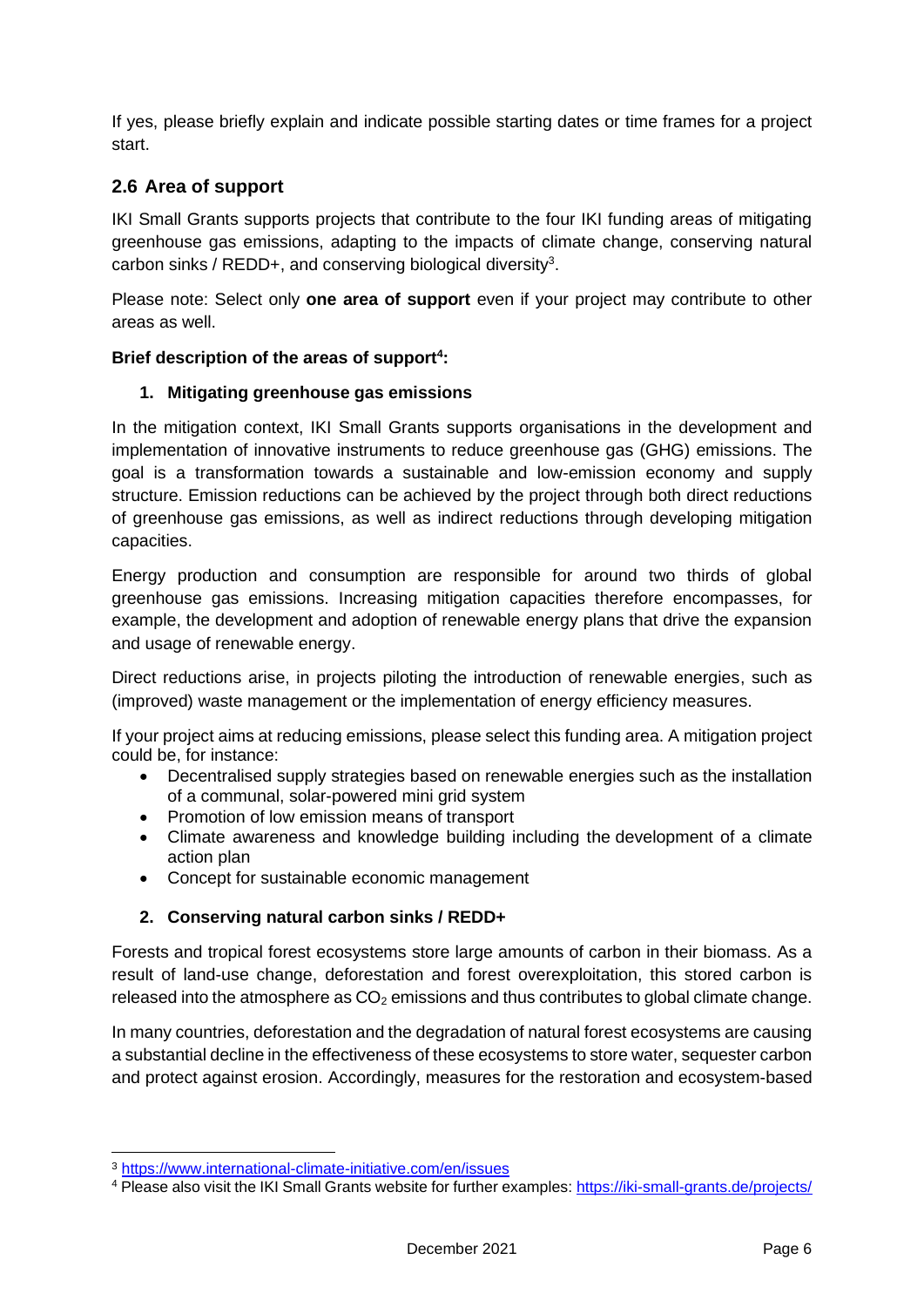If yes, please briefly explain and indicate possible starting dates or time frames for a project start.

## 2.6 Area of support

IKI Small Grants supports projects that contribute to the four IKI funding areas of mitigating greenhouse gas emissions, adapting to the impacts of climate change, conserving natural carbon sinks / REDD+, and conserving biological diversity[3].

Please note: Select only **one area of support** even if your project may contribute to other areas as well.

**Brief description of the areas of support[4]:**

1. **Mitigating greenhouse gas emissions**

In the mitigation context, IKI Small Grants supports organisations in the development and implementation of innovative instruments to reduce greenhouse gas (GHG) emissions. The goal is a transformation towards a sustainable and low-emission economy and supply structure. Emission reductions can be achieved by the project through both direct reductions of greenhouse gas emissions, as well as indirect reductions through developing mitigation capacities.

Energy production and consumption are responsible for around two thirds of global greenhouse gas emissions. Increasing mitigation capacities therefore encompasses, for example, the development and adoption of renewable energy plans that drive the expansion and usage of renewable energy.

Direct reductions arise, in projects piloting the introduction of renewable energies, such as (improved) waste management or the implementation of energy efficiency measures.

If your project aims at reducing emissions, please select this funding area. A mitigation project could be, for instance:

- Decentralised supply strategies based on renewable energies such as the installation of a communal, solar-powered mini grid system
- Promotion of low emission means of transport
- Climate awareness and knowledge building including the development of a climate action plan
- Concept for sustainable economic management

2. **Conserving natural carbon sinks / REDD+**

Forests and tropical forest ecosystems store large amounts of carbon in their biomass. As a result of land-use change, deforestation and forest overexploitation, this stored carbon is released into the atmosphere as $CO_2$ emissions and thus contributes to global climate change.

In many countries, deforestation and the degradation of natural forest ecosystems are causing a substantial decline in the effectiveness of these ecosystems to store water, sequester carbon and protect against erosion. Accordingly, measures for the restoration and ecosystem-based

---

[3] https://www.international-climate-initiative.com/en/issues

[4] Please also visit the IKI Small Grants website for further examples: https://iki-small-grants.de/projects/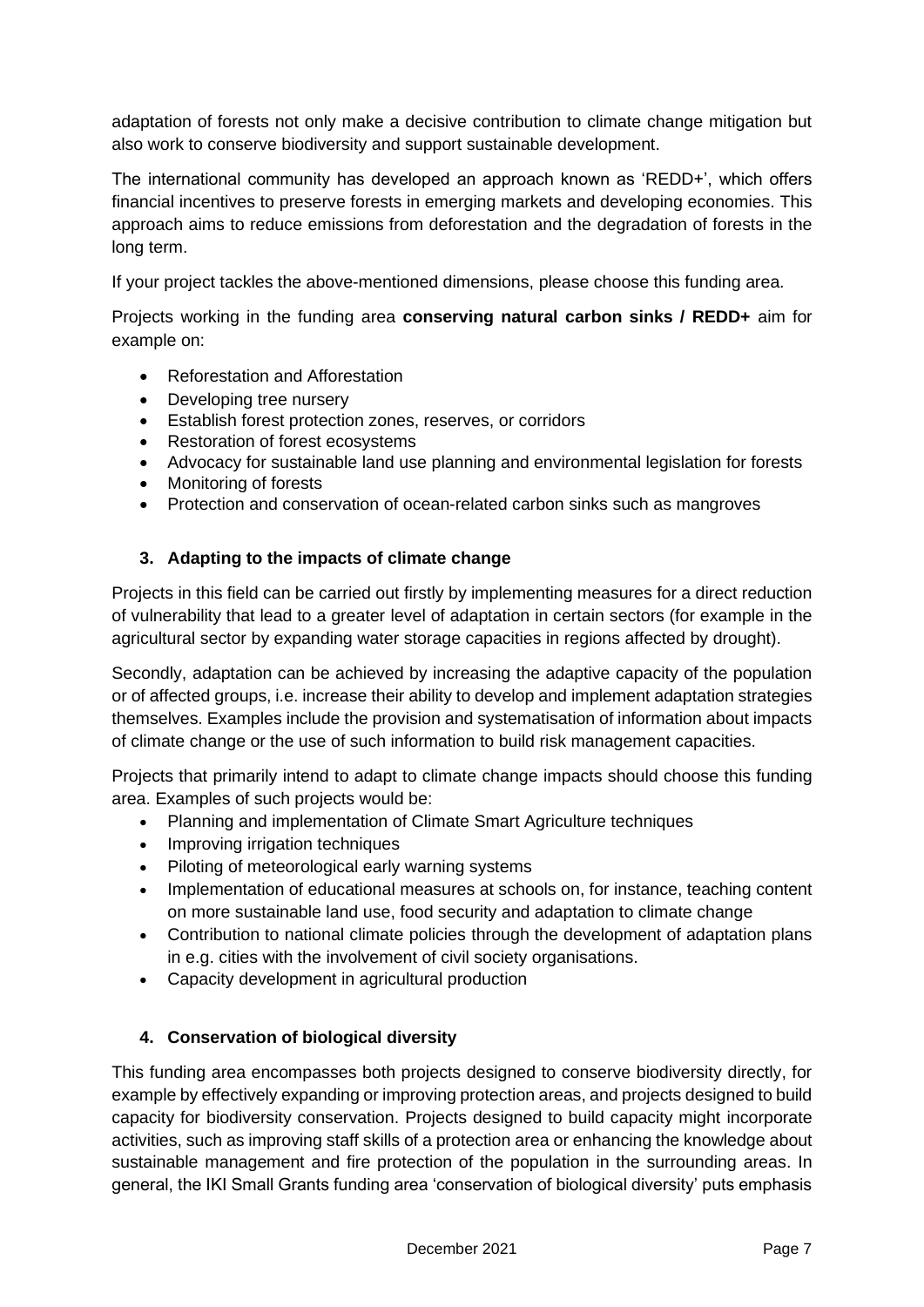adaptation of forests not only make a decisive contribution to climate change mitigation but also work to conserve biodiversity and support sustainable development.

The international community has developed an approach known as 'REDD+', which offers financial incentives to preserve forests in emerging markets and developing economies. This approach aims to reduce emissions from deforestation and the degradation of forests in the long term.

If your project tackles the above-mentioned dimensions, please choose this funding area.

Projects working in the funding area **conserving natural carbon sinks / REDD+** aim for example on:

- Reforestation and Afforestation
- Developing tree nursery
- Establish forest protection zones, reserves, or corridors
- Restoration of forest ecosystems
- Advocacy for sustainable land use planning and environmental legislation for forests
- Monitoring of forests
- Protection and conservation of ocean-related carbon sinks such as mangroves

### 3. Adapting to the impacts of climate change

Projects in this field can be carried out firstly by implementing measures for a direct reduction of vulnerability that lead to a greater level of adaptation in certain sectors (for example in the agricultural sector by expanding water storage capacities in regions affected by drought).

Secondly, adaptation can be achieved by increasing the adaptive capacity of the population or of affected groups, i.e. increase their ability to develop and implement adaptation strategies themselves. Examples include the provision and systematisation of information about impacts of climate change or the use of such information to build risk management capacities.

Projects that primarily intend to adapt to climate change impacts should choose this funding area. Examples of such projects would be:

- Planning and implementation of Climate Smart Agriculture techniques
- Improving irrigation techniques
- Piloting of meteorological early warning systems
- Implementation of educational measures at schools on, for instance, teaching content on more sustainable land use, food security and adaptation to climate change
- Contribution to national climate policies through the development of adaptation plans in e.g. cities with the involvement of civil society organisations.
- Capacity development in agricultural production

### 4. Conservation of biological diversity

This funding area encompasses both projects designed to conserve biodiversity directly, for example by effectively expanding or improving protection areas, and projects designed to build capacity for biodiversity conservation. Projects designed to build capacity might incorporate activities, such as improving staff skills of a protection area or enhancing the knowledge about sustainable management and fire protection of the population in the surrounding areas. In general, the IKI Small Grants funding area 'conservation of biological diversity' puts emphasis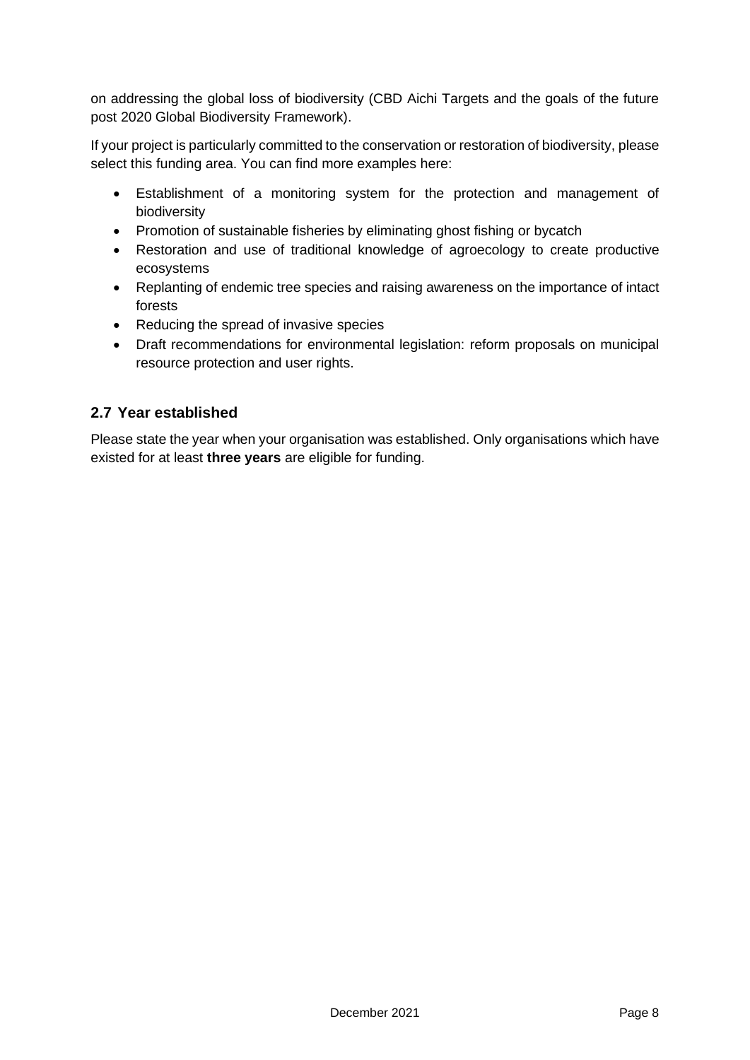on addressing the global loss of biodiversity (CBD Aichi Targets and the goals of the future post 2020 Global Biodiversity Framework).

If your project is particularly committed to the conservation or restoration of biodiversity, please select this funding area. You can find more examples here:

- Establishment of a monitoring system for the protection and management of biodiversity
- Promotion of sustainable fisheries by eliminating ghost fishing or bycatch
- Restoration and use of traditional knowledge of agroecology to create productive ecosystems
- Replanting of endemic tree species and raising awareness on the importance of intact forests
- Reducing the spread of invasive species
- Draft recommendations for environmental legislation: reform proposals on municipal resource protection and user rights.

## 2.7 Year established

Please state the year when your organisation was established. Only organisations which have existed for at least **three years** are eligible for funding.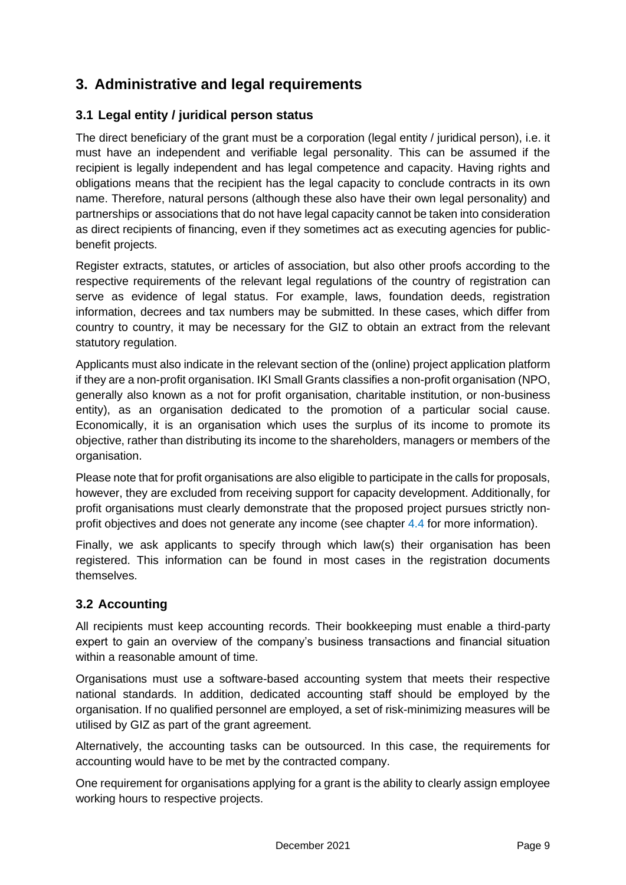# 3. Administrative and legal requirements

## 3.1 Legal entity / juridical person status

The direct beneficiary of the grant must be a corporation (legal entity / juridical person), i.e. it must have an independent and verifiable legal personality. This can be assumed if the recipient is legally independent and has legal competence and capacity. Having rights and obligations means that the recipient has the legal capacity to conclude contracts in its own name. Therefore, natural persons (although these also have their own legal personality) and partnerships or associations that do not have legal capacity cannot be taken into consideration as direct recipients of financing, even if they sometimes act as executing agencies for public-benefit projects.

Register extracts, statutes, or articles of association, but also other proofs according to the respective requirements of the relevant legal regulations of the country of registration can serve as evidence of legal status. For example, laws, foundation deeds, registration information, decrees and tax numbers may be submitted. In these cases, which differ from country to country, it may be necessary for the GIZ to obtain an extract from the relevant statutory regulation.

Applicants must also indicate in the relevant section of the (online) project application platform if they are a non-profit organisation. IKI Small Grants classifies a non-profit organisation (NPO, generally also known as a not for profit organisation, charitable institution, or non-business entity), as an organisation dedicated to the promotion of a particular social cause. Economically, it is an organisation which uses the surplus of its income to promote its objective, rather than distributing its income to the shareholders, managers or members of the organisation.

Please note that for profit organisations are also eligible to participate in the calls for proposals, however, they are excluded from receiving support for capacity development. Additionally, for profit organisations must clearly demonstrate that the proposed project pursues strictly non-profit objectives and does not generate any income (see chapter 4.4 for more information).

Finally, we ask applicants to specify through which law(s) their organisation has been registered. This information can be found in most cases in the registration documents themselves.

## 3.2 Accounting

All recipients must keep accounting records. Their bookkeeping must enable a third-party expert to gain an overview of the company's business transactions and financial situation within a reasonable amount of time.

Organisations must use a software-based accounting system that meets their respective national standards. In addition, dedicated accounting staff should be employed by the organisation. If no qualified personnel are employed, a set of risk-minimizing measures will be utilised by GIZ as part of the grant agreement.

Alternatively, the accounting tasks can be outsourced. In this case, the requirements for accounting would have to be met by the contracted company.

One requirement for organisations applying for a grant is the ability to clearly assign employee working hours to respective projects.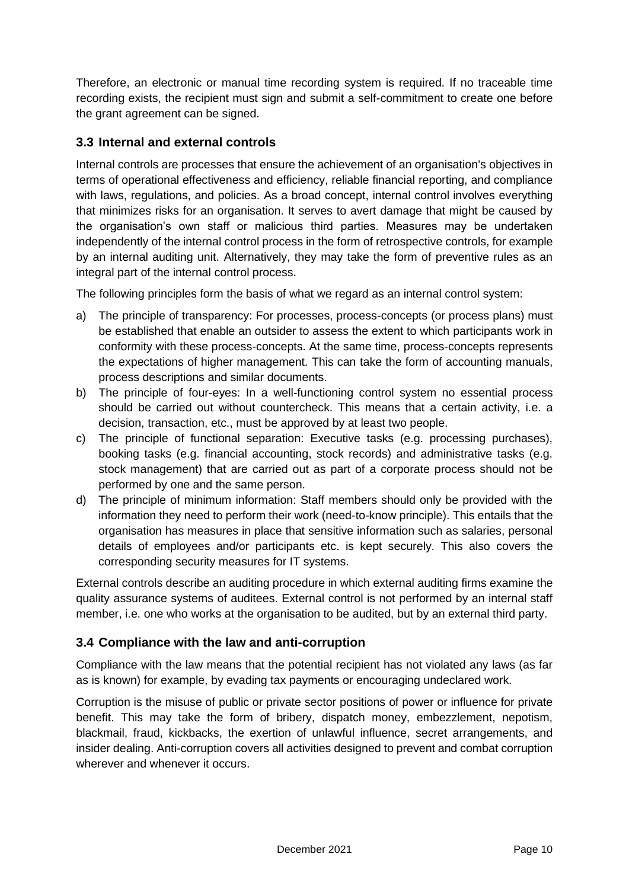Therefore, an electronic or manual time recording system is required. If no traceable time recording exists, the recipient must sign and submit a self-commitment to create one before the grant agreement can be signed.

### 3.3 Internal and external controls

Internal controls are processes that ensure the achievement of an organisation's objectives in terms of operational effectiveness and efficiency, reliable financial reporting, and compliance with laws, regulations, and policies. As a broad concept, internal control involves everything that minimizes risks for an organisation. It serves to avert damage that might be caused by the organisation's own staff or malicious third parties. Measures may be undertaken independently of the internal control process in the form of retrospective controls, for example by an internal auditing unit. Alternatively, they may take the form of preventive rules as an integral part of the internal control process.

The following principles form the basis of what we regard as an internal control system:

a) The principle of transparency: For processes, process-concepts (or process plans) must be established that enable an outsider to assess the extent to which participants work in conformity with these process-concepts. At the same time, process-concepts represents the expectations of higher management. This can take the form of accounting manuals, process descriptions and similar documents.
b) The principle of four-eyes: In a well-functioning control system no essential process should be carried out without countercheck. This means that a certain activity, i.e. a decision, transaction, etc., must be approved by at least two people.
c) The principle of functional separation: Executive tasks (e.g. processing purchases), booking tasks (e.g. financial accounting, stock records) and administrative tasks (e.g. stock management) that are carried out as part of a corporate process should not be performed by one and the same person.
d) The principle of minimum information: Staff members should only be provided with the information they need to perform their work (need-to-know principle). This entails that the organisation has measures in place that sensitive information such as salaries, personal details of employees and/or participants etc. is kept securely. This also covers the corresponding security measures for IT systems.

External controls describe an auditing procedure in which external auditing firms examine the quality assurance systems of auditees. External control is not performed by an internal staff member, i.e. one who works at the organisation to be audited, but by an external third party.

### 3.4 Compliance with the law and anti-corruption

Compliance with the law means that the potential recipient has not violated any laws (as far as is known) for example, by evading tax payments or encouraging undeclared work.

Corruption is the misuse of public or private sector positions of power or influence for private benefit. This may take the form of bribery, dispatch money, embezzlement, nepotism, blackmail, fraud, kickbacks, the exertion of unlawful influence, secret arrangements, and insider dealing. Anti-corruption covers all activities designed to prevent and combat corruption wherever and whenever it occurs.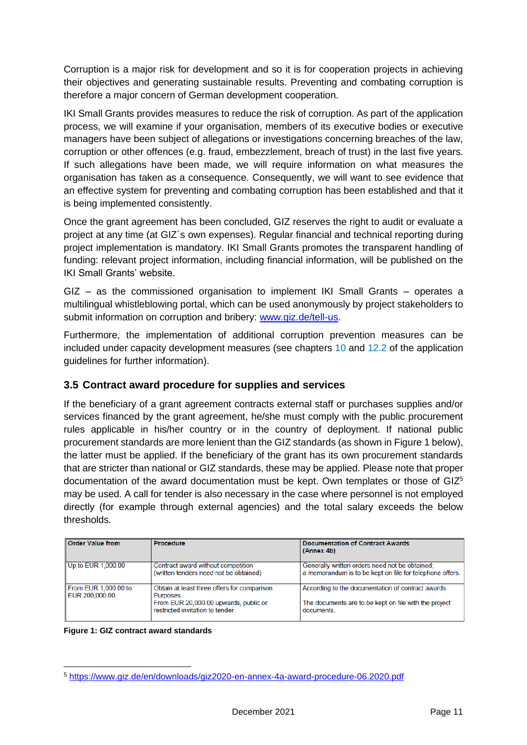Corruption is a major risk for development and so it is for cooperation projects in achieving their objectives and generating sustainable results. Preventing and combating corruption is therefore a major concern of German development cooperation.

IKI Small Grants provides measures to reduce the risk of corruption. As part of the application process, we will examine if your organisation, members of its executive bodies or executive managers have been subject of allegations or investigations concerning breaches of the law, corruption or other offences (e.g. fraud, embezzlement, breach of trust) in the last five years. If such allegations have been made, we will require information on what measures the organisation has taken as a consequence. Consequently, we will want to see evidence that an effective system for preventing and combating corruption has been established and that it is being implemented consistently.

Once the grant agreement has been concluded, GIZ reserves the right to audit or evaluate a project at any time (at GIZ´s own expenses). Regular financial and technical reporting during project implementation is mandatory. IKI Small Grants promotes the transparent handling of funding: relevant project information, including financial information, will be published on the IKI Small Grants' website.

GIZ – as the commissioned organisation to implement IKI Small Grants – operates a multilingual whistleblowing portal, which can be used anonymously by project stakeholders to submit information on corruption and bribery: [www.giz.de/tell-us](http://www.giz.de/tell-us).

Furthermore, the implementation of additional corruption prevention measures can be included under capacity development measures (see chapters 10 and 12.2 of the application guidelines for further information).

## 3.5 Contract award procedure for supplies and services

If the beneficiary of a grant agreement contracts external staff or purchases supplies and/or services financed by the grant agreement, he/she must comply with the public procurement rules applicable in his/her country or in the country of deployment. If national public procurement standards are more lenient than the GIZ standards (as shown in Figure 1 below), the latter must be applied. If the beneficiary of the grant has its own procurement standards that are stricter than national or GIZ standards, these may be applied. Please note that proper documentation of the award documentation must be kept. Own templates or those of GIZ[5] may be used. A call for tender is also necessary in the case where personnel is not employed directly (for example through external agencies) and the total salary exceeds the below thresholds.

| Order Value from | Procedure | Documentation of Contract Awards (Annex 4b) |
|---|---|---|
| Up to EUR 1,000.00 | Contract award without competition (written tenders need not be obtained) | Generally written orders need not be obtained; a memorandum is to be kept on file for telephone offers. |
| From EUR 1,000.00 to EUR 200,000.00 | Obtain at least three offers for comparison Purposes. From EUR 20,000.00 upwards, public or restricted invitation to tender | According to the documentation of contract awards. The documents are to be kept on file with the project documents. |

**Figure 1: GIZ contract award standards**

[5] https://www.giz.de/en/downloads/giz2020-en-annex-4a-award-procedure-06.2020.pdf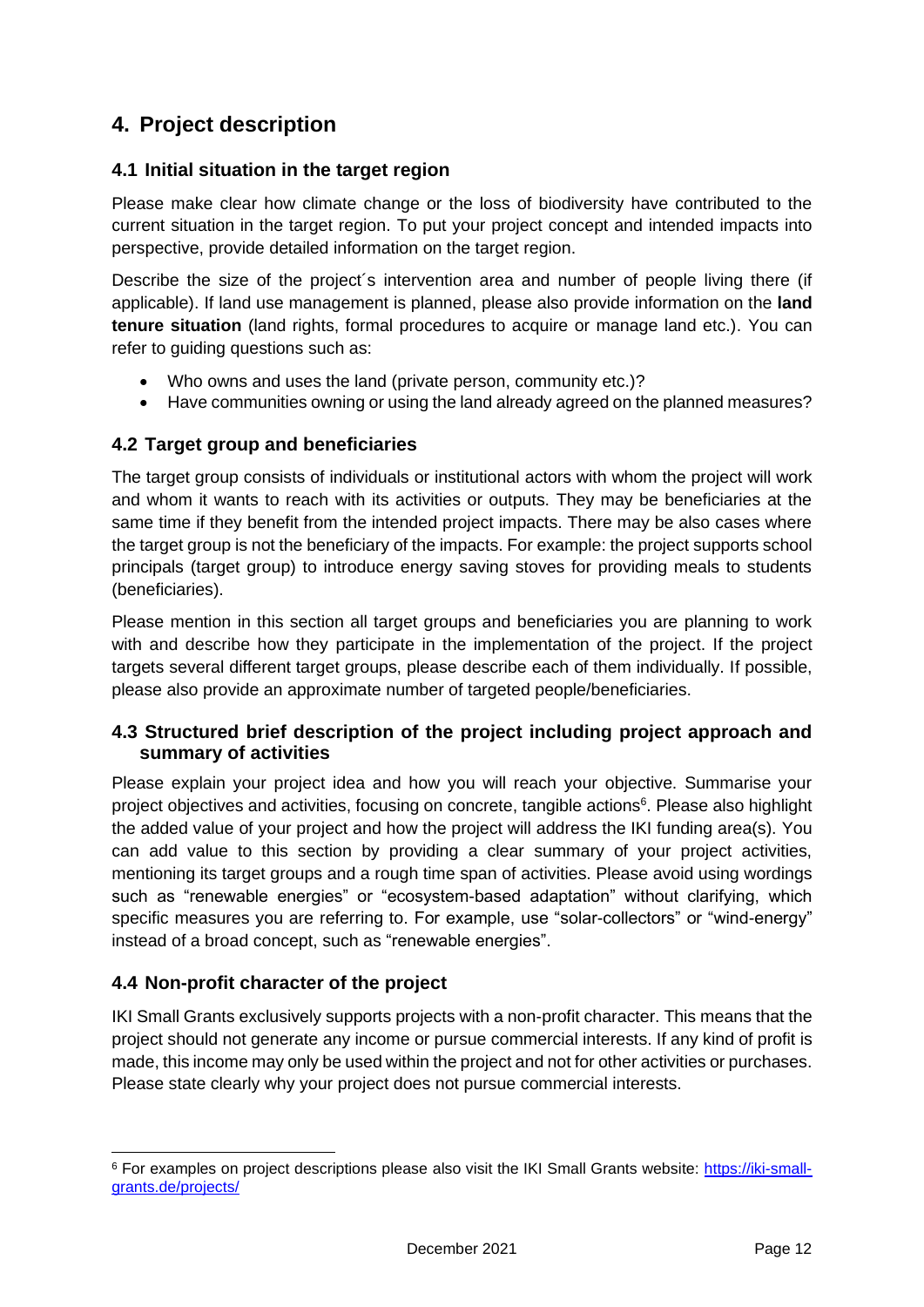# 4. Project description

## 4.1 Initial situation in the target region

Please make clear how climate change or the loss of biodiversity have contributed to the current situation in the target region. To put your project concept and intended impacts into perspective, provide detailed information on the target region.

Describe the size of the project´s intervention area and number of people living there (if applicable). If land use management is planned, please also provide information on the **land tenure situation** (land rights, formal procedures to acquire or manage land etc.). You can refer to guiding questions such as:

- Who owns and uses the land (private person, community etc.)?
- Have communities owning or using the land already agreed on the planned measures?

## 4.2 Target group and beneficiaries

The target group consists of individuals or institutional actors with whom the project will work and whom it wants to reach with its activities or outputs. They may be beneficiaries at the same time if they benefit from the intended project impacts. There may be also cases where the target group is not the beneficiary of the impacts. For example: the project supports school principals (target group) to introduce energy saving stoves for providing meals to students (beneficiaries).

Please mention in this section all target groups and beneficiaries you are planning to work with and describe how they participate in the implementation of the project. If the project targets several different target groups, please describe each of them individually. If possible, please also provide an approximate number of targeted people/beneficiaries.

## 4.3 Structured brief description of the project including project approach and summary of activities

Please explain your project idea and how you will reach your objective. Summarise your project objectives and activities, focusing on concrete, tangible actions[6]. Please also highlight the added value of your project and how the project will address the IKI funding area(s). You can add value to this section by providing a clear summary of your project activities, mentioning its target groups and a rough time span of activities. Please avoid using wordings such as "renewable energies" or "ecosystem-based adaptation" without clarifying, which specific measures you are referring to. For example, use "solar-collectors" or "wind-energy" instead of a broad concept, such as "renewable energies".

## 4.4 Non-profit character of the project

IKI Small Grants exclusively supports projects with a non-profit character. This means that the project should not generate any income or pursue commercial interests. If any kind of profit is made, this income may only be used within the project and not for other activities or purchases. Please state clearly why your project does not pursue commercial interests.

---

[6] For examples on project descriptions please also visit the IKI Small Grants website: https://iki-small-grants.de/projects/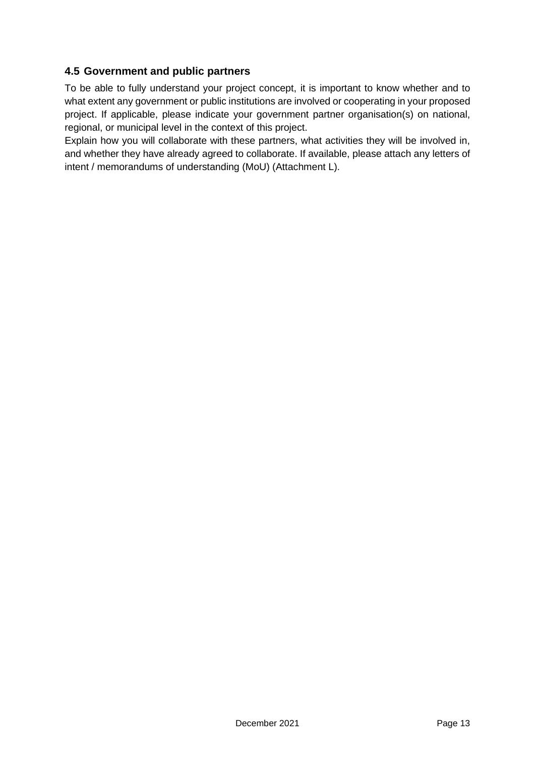## 4.5 Government and public partners

To be able to fully understand your project concept, it is important to know whether and to what extent any government or public institutions are involved or cooperating in your proposed project. If applicable, please indicate your government partner organisation(s) on national, regional, or municipal level in the context of this project.

Explain how you will collaborate with these partners, what activities they will be involved in, and whether they have already agreed to collaborate. If available, please attach any letters of intent / memorandums of understanding (MoU) (Attachment L).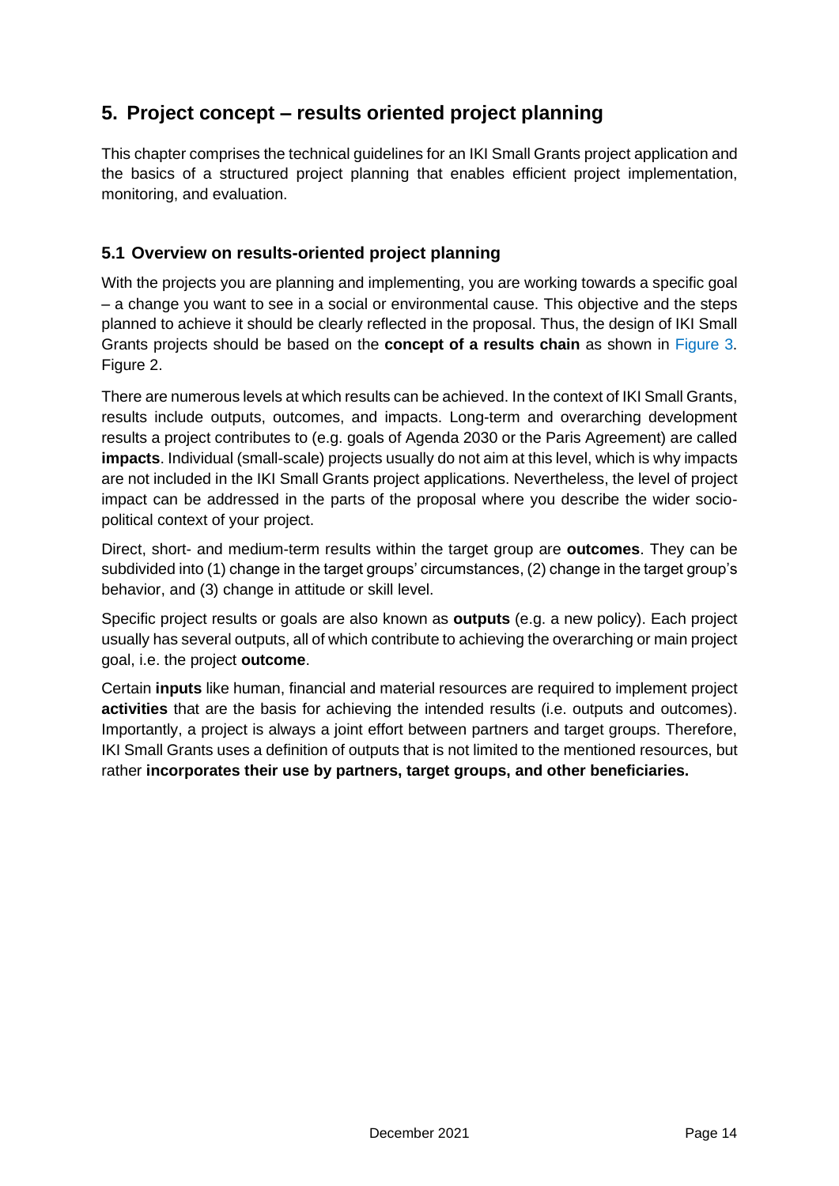# 5. Project concept – results oriented project planning

This chapter comprises the technical guidelines for an IKI Small Grants project application and the basics of a structured project planning that enables efficient project implementation, monitoring, and evaluation.

## 5.1 Overview on results-oriented project planning

With the projects you are planning and implementing, you are working towards a specific goal – a change you want to see in a social or environmental cause. This objective and the steps planned to achieve it should be clearly reflected in the proposal. Thus, the design of IKI Small Grants projects should be based on the **concept of a results chain** as shown in Figure 3. Figure 2.

There are numerous levels at which results can be achieved. In the context of IKI Small Grants, results include outputs, outcomes, and impacts. Long-term and overarching development results a project contributes to (e.g. goals of Agenda 2030 or the Paris Agreement) are called **impacts**. Individual (small-scale) projects usually do not aim at this level, which is why impacts are not included in the IKI Small Grants project applications. Nevertheless, the level of project impact can be addressed in the parts of the proposal where you describe the wider socio-political context of your project.

Direct, short- and medium-term results within the target group are **outcomes**. They can be subdivided into (1) change in the target groups' circumstances, (2) change in the target group's behavior, and (3) change in attitude or skill level.

Specific project results or goals are also known as **outputs** (e.g. a new policy). Each project usually has several outputs, all of which contribute to achieving the overarching or main project goal, i.e. the project **outcome**.

Certain **inputs** like human, financial and material resources are required to implement project **activities** that are the basis for achieving the intended results (i.e. outputs and outcomes). Importantly, a project is always a joint effort between partners and target groups. Therefore, IKI Small Grants uses a definition of outputs that is not limited to the mentioned resources, but rather **incorporates their use by partners, target groups, and other beneficiaries.**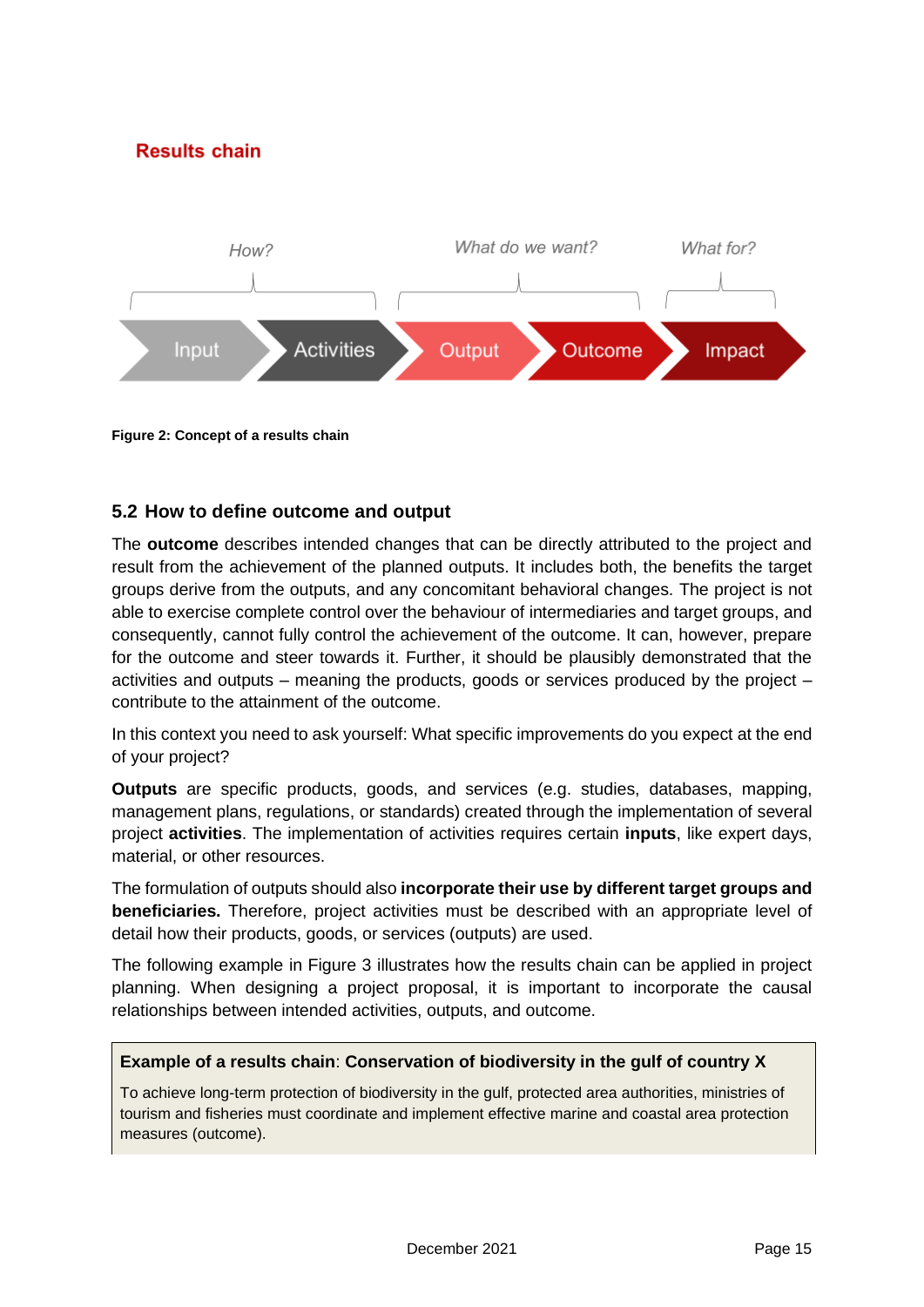**Results chain**

How? | What do we want? | What for?

Input → Activities → Output → Outcome → Impact

**Figure 2: Concept of a results chain**

## 5.2 How to define outcome and output

The **outcome** describes intended changes that can be directly attributed to the project and result from the achievement of the planned outputs. It includes both, the benefits the target groups derive from the outputs, and any concomitant behavioral changes. The project is not able to exercise complete control over the behaviour of intermediaries and target groups, and consequently, cannot fully control the achievement of the outcome. It can, however, prepare for the outcome and steer towards it. Further, it should be plausibly demonstrated that the activities and outputs – meaning the products, goods or services produced by the project – contribute to the attainment of the outcome.

In this context you need to ask yourself: What specific improvements do you expect at the end of your project?

**Outputs** are specific products, goods, and services (e.g. studies, databases, mapping, management plans, regulations, or standards) created through the implementation of several project **activities**. The implementation of activities requires certain **inputs**, like expert days, material, or other resources.

The formulation of outputs should also **incorporate their use by different target groups and beneficiaries.** Therefore, project activities must be described with an appropriate level of detail how their products, goods, or services (outputs) are used.

The following example in Figure 3 illustrates how the results chain can be applied in project planning. When designing a project proposal, it is important to incorporate the causal relationships between intended activities, outputs, and outcome.

**Example of a results chain**: **Conservation of biodiversity in the gulf of country X**

To achieve long-term protection of biodiversity in the gulf, protected area authorities, ministries of tourism and fisheries must coordinate and implement effective marine and coastal area protection measures (outcome).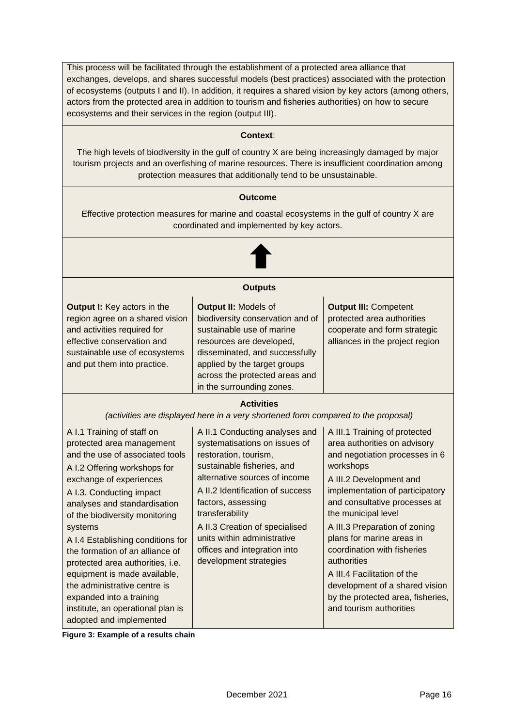This process will be facilitated through the establishment of a protected area alliance that exchanges, develops, and shares successful models (best practices) associated with the protection of ecosystems (outputs I and II). In addition, it requires a shared vision by key actors (among others, actors from the protected area in addition to tourism and fisheries authorities) on how to secure ecosystems and their services in the region (output III).

**Context**:

The high levels of biodiversity in the gulf of country X are being increasingly damaged by major tourism projects and an overfishing of marine resources. There is insufficient coordination among protection measures that additionally tend to be unsustainable.

**Outcome**

Effective protection measures for marine and coastal ecosystems in the gulf of country X are coordinated and implemented by key actors.

↑

**Outputs**

| **Output I:** Key actors in the region agree on a shared vision and activities required for effective conservation and sustainable use of ecosystems and put them into practice. | **Output II:** Models of biodiversity conservation and of sustainable use of marine resources are developed, disseminated, and successfully applied by the target groups across the protected areas and in the surrounding zones. | **Output III:** Competent protected area authorities cooperate and form strategic alliances in the project region |
|---|---|---|

**Activities**

*(activities are displayed here in a very shortened form compared to the proposal)*

| | | |
|---|---|---|
| A I.1 Training of staff on protected area management and the use of associated tools<br>A I.2 Offering workshops for exchange of experiences<br>A I.3. Conducting impact analyses and standardisation of the biodiversity monitoring systems<br>A I.4 Establishing conditions for the formation of an alliance of protected area authorities, i.e. equipment is made available, the administrative centre is expanded into a training institute, an operational plan is adopted and implemented | A II.1 Conducting analyses and systematisations on issues of restoration, tourism, sustainable fisheries, and alternative sources of income<br>A II.2 Identification of success factors, assessing transferability<br>A II.3 Creation of specialised units within administrative offices and integration into development strategies | A III.1 Training of protected area authorities on advisory and negotiation processes in 6 workshops<br>A III.2 Development and implementation of participatory and consultative processes at the municipal level<br>A III.3 Preparation of zoning plans for marine areas in coordination with fisheries authorities<br>A III.4 Facilitation of the development of a shared vision by the protected area, fisheries, and tourism authorities |

**Figure 3: Example of a results chain**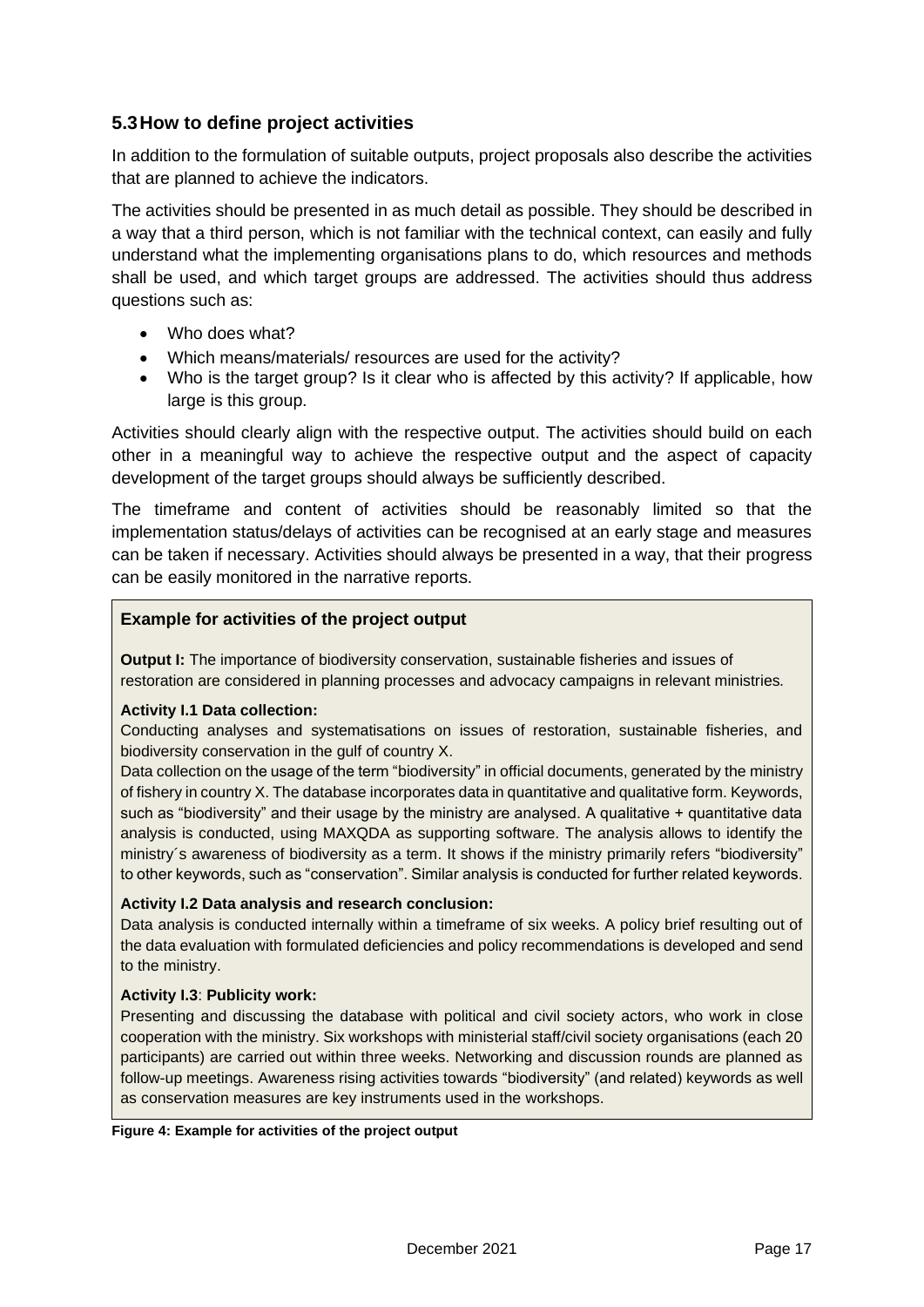## 5.3 How to define project activities

In addition to the formulation of suitable outputs, project proposals also describe the activities that are planned to achieve the indicators.

The activities should be presented in as much detail as possible. They should be described in a way that a third person, which is not familiar with the technical context, can easily and fully understand what the implementing organisations plans to do, which resources and methods shall be used, and which target groups are addressed. The activities should thus address questions such as:

- Who does what?
- Which means/materials/ resources are used for the activity?
- Who is the target group? Is it clear who is affected by this activity? If applicable, how large is this group.

Activities should clearly align with the respective output. The activities should build on each other in a meaningful way to achieve the respective output and the aspect of capacity development of the target groups should always be sufficiently described.

The timeframe and content of activities should be reasonably limited so that the implementation status/delays of activities can be recognised at an early stage and measures can be taken if necessary. Activities should always be presented in a way, that their progress can be easily monitored in the narrative reports.

**Example for activities of the project output**

**Output I:** The importance of biodiversity conservation, sustainable fisheries and issues of restoration are considered in planning processes and advocacy campaigns in relevant ministries.

**Activity I.1 Data collection:**
Conducting analyses and systematisations on issues of restoration, sustainable fisheries, and biodiversity conservation in the gulf of country X.
Data collection on the usage of the term "biodiversity" in official documents, generated by the ministry of fishery in country X. The database incorporates data in quantitative and qualitative form. Keywords, such as "biodiversity" and their usage by the ministry are analysed. A qualitative + quantitative data analysis is conducted, using MAXQDA as supporting software. The analysis allows to identify the ministry´s awareness of biodiversity as a term. It shows if the ministry primarily refers "biodiversity" to other keywords, such as "conservation". Similar analysis is conducted for further related keywords.

**Activity I.2 Data analysis and research conclusion:**
Data analysis is conducted internally within a timeframe of six weeks. A policy brief resulting out of the data evaluation with formulated deficiencies and policy recommendations is developed and send to the ministry.

**Activity I.3**: **Publicity work:**
Presenting and discussing the database with political and civil society actors, who work in close cooperation with the ministry. Six workshops with ministerial staff/civil society organisations (each 20 participants) are carried out within three weeks. Networking and discussion rounds are planned as follow-up meetings. Awareness rising activities towards "biodiversity" (and related) keywords as well as conservation measures are key instruments used in the workshops.

**Figure 4: Example for activities of the project output**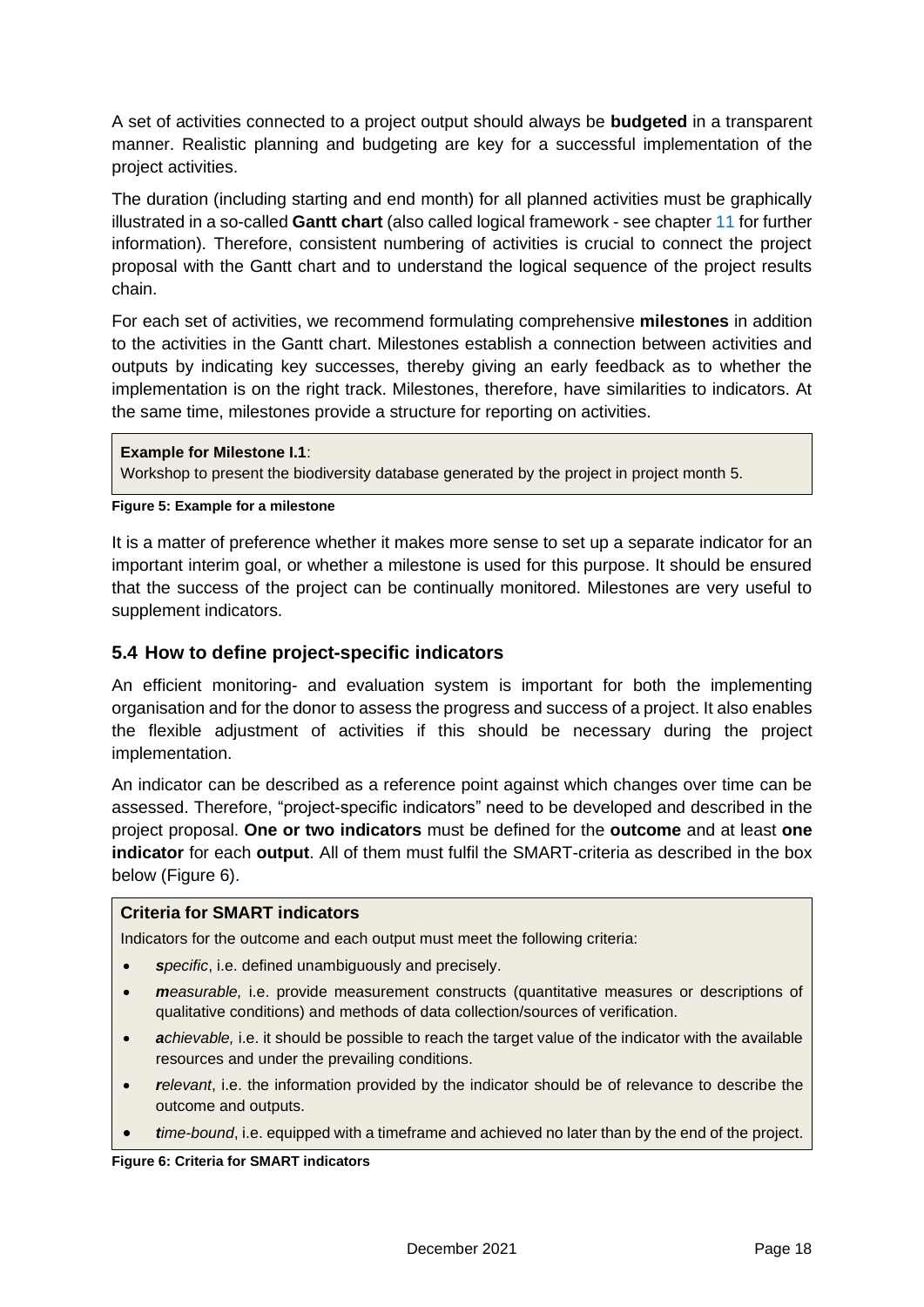A set of activities connected to a project output should always be **budgeted** in a transparent manner. Realistic planning and budgeting are key for a successful implementation of the project activities.

The duration (including starting and end month) for all planned activities must be graphically illustrated in a so-called **Gantt chart** (also called logical framework - see chapter 11 for further information). Therefore, consistent numbering of activities is crucial to connect the project proposal with the Gantt chart and to understand the logical sequence of the project results chain.

For each set of activities, we recommend formulating comprehensive **milestones** in addition to the activities in the Gantt chart. Milestones establish a connection between activities and outputs by indicating key successes, thereby giving an early feedback as to whether the implementation is on the right track. Milestones, therefore, have similarities to indicators. At the same time, milestones provide a structure for reporting on activities.

> **Example for Milestone I.1**:
> Workshop to present the biodiversity database generated by the project in project month 5.

**Figure 5: Example for a milestone**

It is a matter of preference whether it makes more sense to set up a separate indicator for an important interim goal, or whether a milestone is used for this purpose. It should be ensured that the success of the project can be continually monitored. Milestones are very useful to supplement indicators.

## 5.4 How to define project-specific indicators

An efficient monitoring- and evaluation system is important for both the implementing organisation and for the donor to assess the progress and success of a project. It also enables the flexible adjustment of activities if this should be necessary during the project implementation.

An indicator can be described as a reference point against which changes over time can be assessed. Therefore, "project-specific indicators" need to be developed and described in the project proposal. **One or two indicators** must be defined for the **outcome** and at least **one indicator** for each **output**. All of them must fulfil the SMART-criteria as described in the box below (Figure 6).

> **Criteria for SMART indicators**
>
> Indicators for the outcome and each output must meet the following criteria:
>
> - ***s****pecific*, i.e. defined unambiguously and precisely.
> - ***m****easurable,* i.e. provide measurement constructs (quantitative measures or descriptions of qualitative conditions) and methods of data collection/sources of verification.
> - ***a****chievable,* i.e. it should be possible to reach the target value of the indicator with the available resources and under the prevailing conditions.
> - ***r****elevant*, i.e. the information provided by the indicator should be of relevance to describe the outcome and outputs.
> - ***t****ime-bound*, i.e. equipped with a timeframe and achieved no later than by the end of the project.

**Figure 6: Criteria for SMART indicators**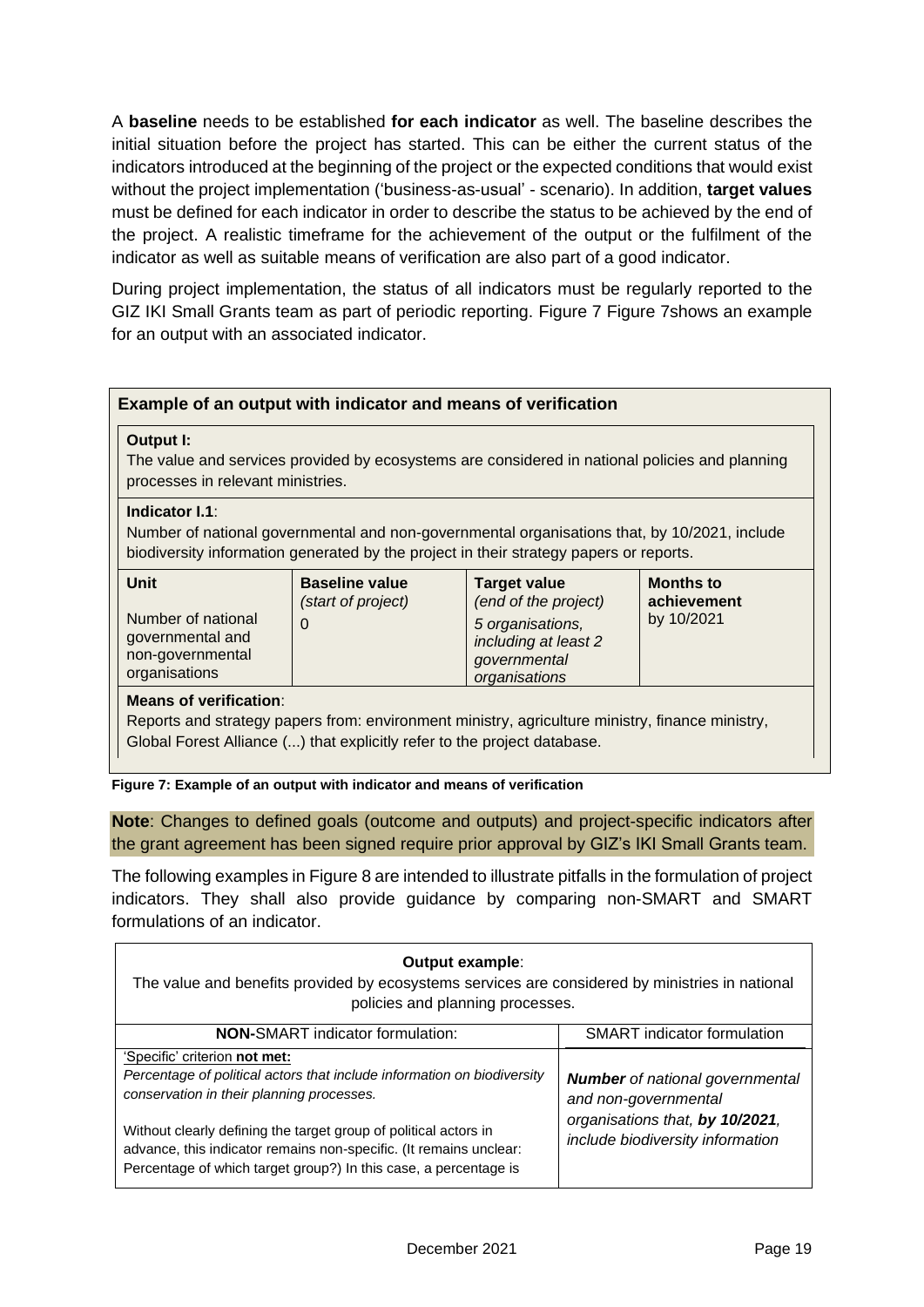A **baseline** needs to be established **for each indicator** as well. The baseline describes the initial situation before the project has started. This can be either the current status of the indicators introduced at the beginning of the project or the expected conditions that would exist without the project implementation ('business-as-usual' - scenario). In addition, **target values** must be defined for each indicator in order to describe the status to be achieved by the end of the project. A realistic timeframe for the achievement of the output or the fulfilment of the indicator as well as suitable means of verification are also part of a good indicator.

During project implementation, the status of all indicators must be regularly reported to the GIZ IKI Small Grants team as part of periodic reporting. Figure 7 Figure 7shows an example for an output with an associated indicator.

**Example of an output with indicator and means of verification**

**Output I:**
The value and services provided by ecosystems are considered in national policies and planning processes in relevant ministries.

**Indicator I.1**:
Number of national governmental and non-governmental organisations that, by 10/2021, include biodiversity information generated by the project in their strategy papers or reports.

| **Unit** | **Baseline value** *(start of project)* | **Target value** *(end of the project)* | **Months to achievement** |
|---|---|---|---|
| Number of national governmental and non-governmental organisations | 0 | *5 organisations, including at least 2 governmental organisations* | by 10/2021 |

**Means of verification**:
Reports and strategy papers from: environment ministry, agriculture ministry, finance ministry, Global Forest Alliance (...) that explicitly refer to the project database.

**Figure 7: Example of an output with indicator and means of verification**

**Note**: Changes to defined goals (outcome and outputs) and project-specific indicators after the grant agreement has been signed require prior approval by GIZ's IKI Small Grants team.

The following examples in Figure 8 are intended to illustrate pitfalls in the formulation of project indicators. They shall also provide guidance by comparing non-SMART and SMART formulations of an indicator.

**Output example**:
The value and benefits provided by ecosystems services are considered by ministries in national policies and planning processes.

| **NON-**SMART indicator formulation: | SMART indicator formulation |
|---|---|
| 'Specific' criterion **not met:** *Percentage of political actors that include information on biodiversity conservation in their planning processes.* Without clearly defining the target group of political actors in advance, this indicator remains non-specific. (It remains unclear: Percentage of which target group?) In this case, a percentage is | ***Number** of national governmental and non-governmental organisations that, **by 10/2021**, include biodiversity information* |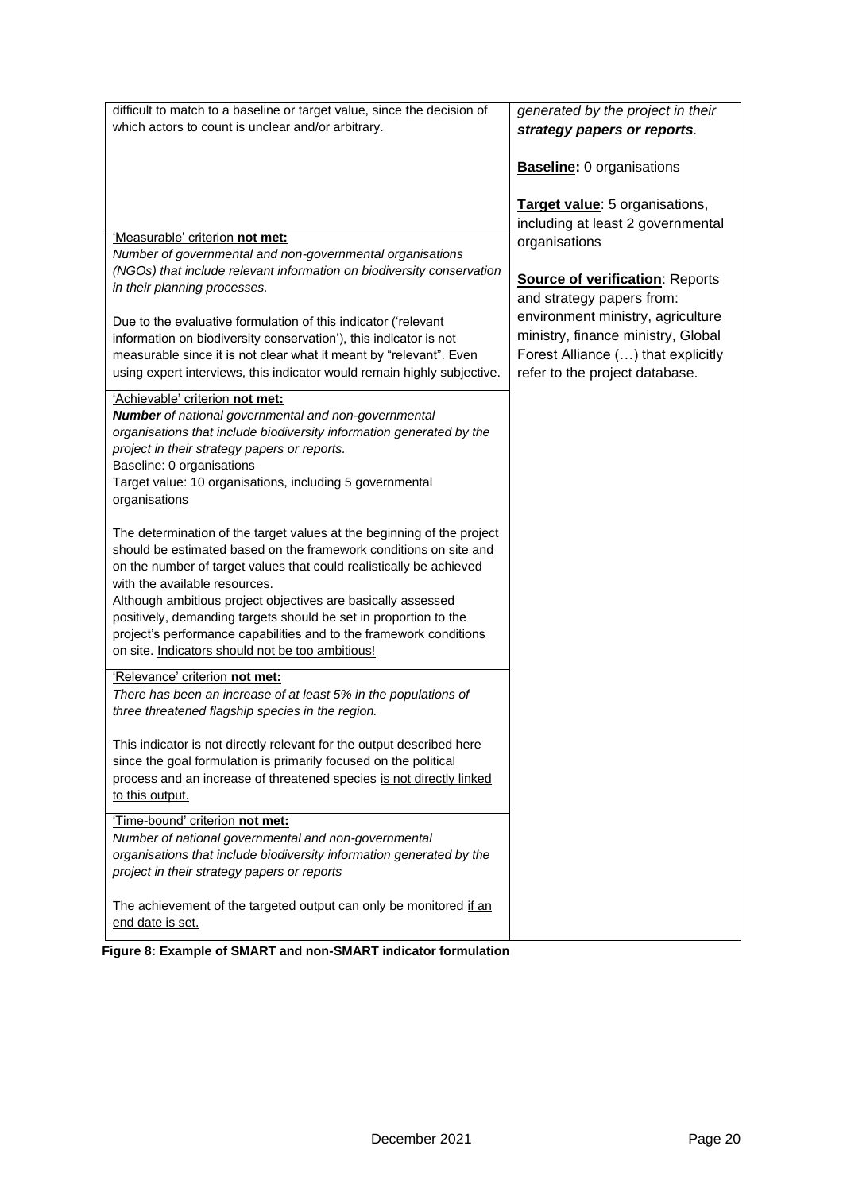| | |
|---|---|
| difficult to match to a baseline or target value, since the decision of which actors to count is unclear and/or arbitrary.<br><br>'Measurable' criterion **not met:**<br>*Number of governmental and non-governmental organisations (NGOs) that include relevant information on biodiversity conservation in their planning processes.*<br><br>Due to the evaluative formulation of this indicator ('relevant information on biodiversity conservation'), this indicator is not measurable since it is not clear what it meant by "relevant". Even using expert interviews, this indicator would remain highly subjective. | *generated by the project in their **strategy papers or reports**.*<br><br>**Baseline:** 0 organisations<br><br>**Target value**: 5 organisations, including at least 2 governmental organisations<br><br>**Source of verification**: Reports and strategy papers from: environment ministry, agriculture ministry, finance ministry, Global Forest Alliance (…) that explicitly refer to the project database. |
| 'Achievable' criterion **not met:**<br>***Number** of national governmental and non-governmental organisations that include biodiversity information generated by the project in their strategy papers or reports.*<br>Baseline: 0 organisations<br>Target value: 10 organisations, including 5 governmental organisations<br><br>The determination of the target values at the beginning of the project should be estimated based on the framework conditions on site and on the number of target values that could realistically be achieved with the available resources.<br>Although ambitious project objectives are basically assessed positively, demanding targets should be set in proportion to the project's performance capabilities and to the framework conditions on site. Indicators should not be too ambitious! | |
| 'Relevance' criterion **not met:**<br>*There has been an increase of at least 5% in the populations of three threatened flagship species in the region.*<br><br>This indicator is not directly relevant for the output described here since the goal formulation is primarily focused on the political process and an increase of threatened species is not directly linked to this output. | |
| 'Time-bound' criterion **not met:**<br>*Number of national governmental and non-governmental organisations that include biodiversity information generated by the project in their strategy papers or reports*<br><br>The achievement of the targeted output can only be monitored if an end date is set. | |

**Figure 8: Example of SMART and non-SMART indicator formulation**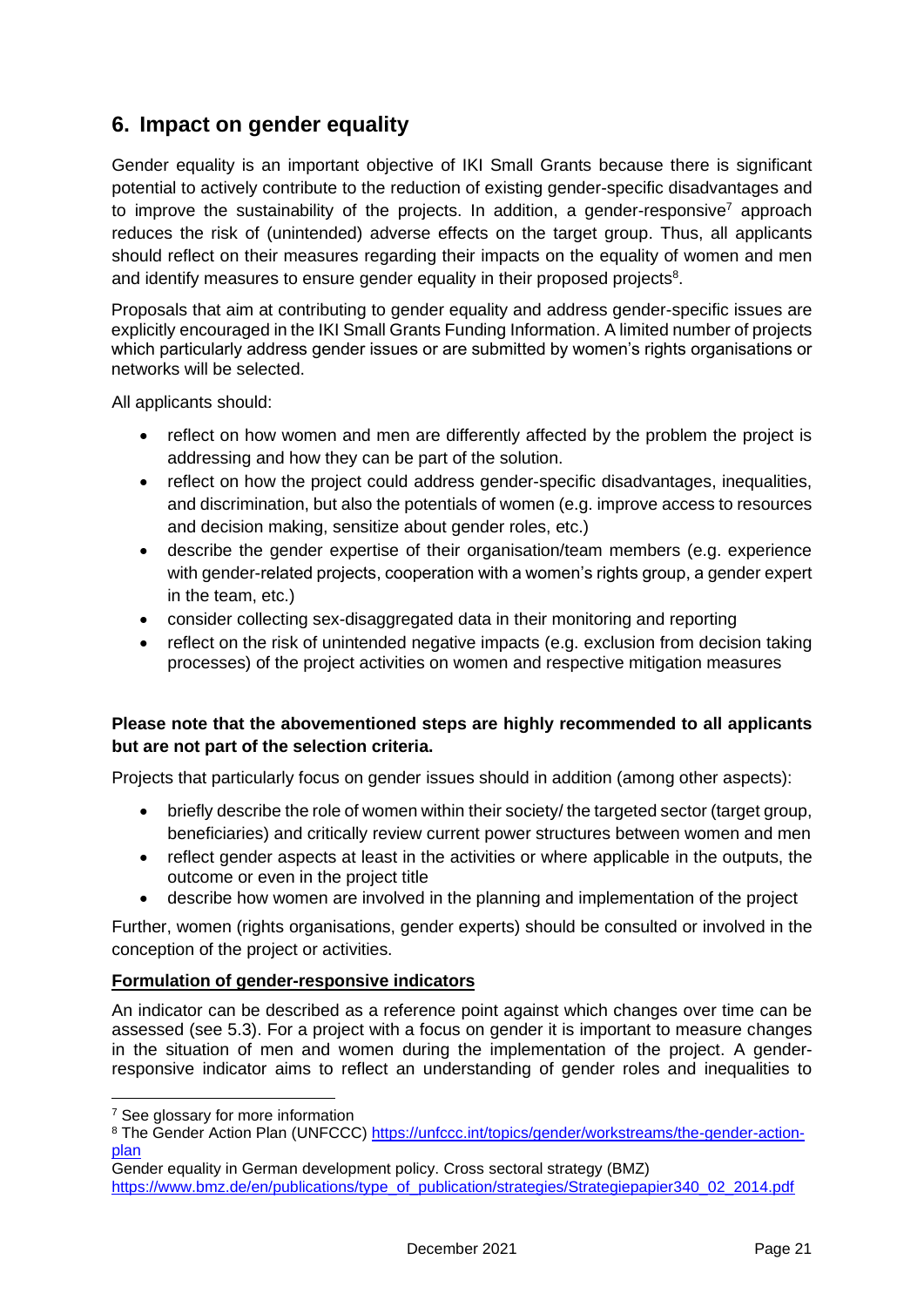## 6. Impact on gender equality

Gender equality is an important objective of IKI Small Grants because there is significant potential to actively contribute to the reduction of existing gender-specific disadvantages and to improve the sustainability of the projects. In addition, a gender-responsive[7] approach reduces the risk of (unintended) adverse effects on the target group. Thus, all applicants should reflect on their measures regarding their impacts on the equality of women and men and identify measures to ensure gender equality in their proposed projects[8].

Proposals that aim at contributing to gender equality and address gender-specific issues are explicitly encouraged in the IKI Small Grants Funding Information. A limited number of projects which particularly address gender issues or are submitted by women's rights organisations or networks will be selected.

All applicants should:

- reflect on how women and men are differently affected by the problem the project is addressing and how they can be part of the solution.
- reflect on how the project could address gender-specific disadvantages, inequalities, and discrimination, but also the potentials of women (e.g. improve access to resources and decision making, sensitize about gender roles, etc.)
- describe the gender expertise of their organisation/team members (e.g. experience with gender-related projects, cooperation with a women's rights group, a gender expert in the team, etc.)
- consider collecting sex-disaggregated data in their monitoring and reporting
- reflect on the risk of unintended negative impacts (e.g. exclusion from decision taking processes) of the project activities on women and respective mitigation measures

**Please note that the abovementioned steps are highly recommended to all applicants but are not part of the selection criteria.**

Projects that particularly focus on gender issues should in addition (among other aspects):

- briefly describe the role of women within their society/ the targeted sector (target group, beneficiaries) and critically review current power structures between women and men
- reflect gender aspects at least in the activities or where applicable in the outputs, the outcome or even in the project title
- describe how women are involved in the planning and implementation of the project

Further, women (rights organisations, gender experts) should be consulted or involved in the conception of the project or activities.

**Formulation of gender-responsive indicators**

An indicator can be described as a reference point against which changes over time can be assessed (see 5.3). For a project with a focus on gender it is important to measure changes in the situation of men and women during the implementation of the project. A gender-responsive indicator aims to reflect an understanding of gender roles and inequalities to

---

[7] See glossary for more information

[8] The Gender Action Plan (UNFCCC) https://unfccc.int/topics/gender/workstreams/the-gender-action-plan

Gender equality in German development policy. Cross sectoral strategy (BMZ) https://www.bmz.de/en/publications/type_of_publication/strategies/Strategiepapier340_02_2014.pdf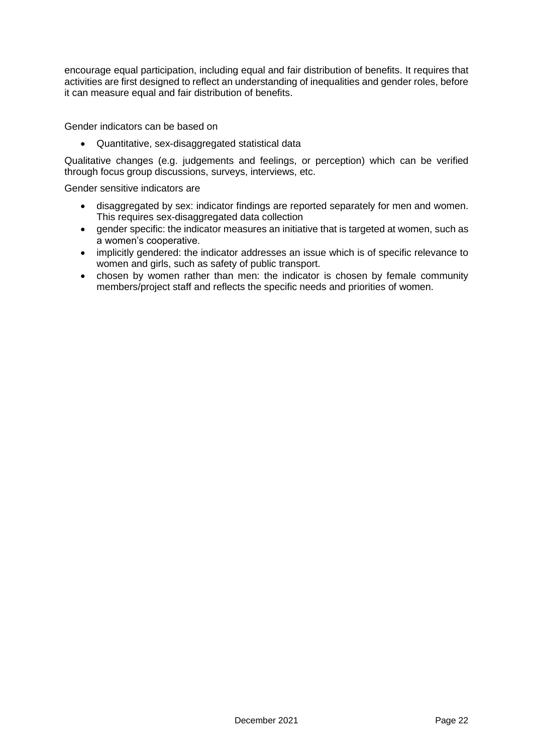encourage equal participation, including equal and fair distribution of benefits. It requires that activities are first designed to reflect an understanding of inequalities and gender roles, before it can measure equal and fair distribution of benefits.

Gender indicators can be based on

- Quantitative, sex-disaggregated statistical data

Qualitative changes (e.g. judgements and feelings, or perception) which can be verified through focus group discussions, surveys, interviews, etc.

Gender sensitive indicators are

- disaggregated by sex: indicator findings are reported separately for men and women. This requires sex-disaggregated data collection
- gender specific: the indicator measures an initiative that is targeted at women, such as a women's cooperative.
- implicitly gendered: the indicator addresses an issue which is of specific relevance to women and girls, such as safety of public transport.
- chosen by women rather than men: the indicator is chosen by female community members/project staff and reflects the specific needs and priorities of women.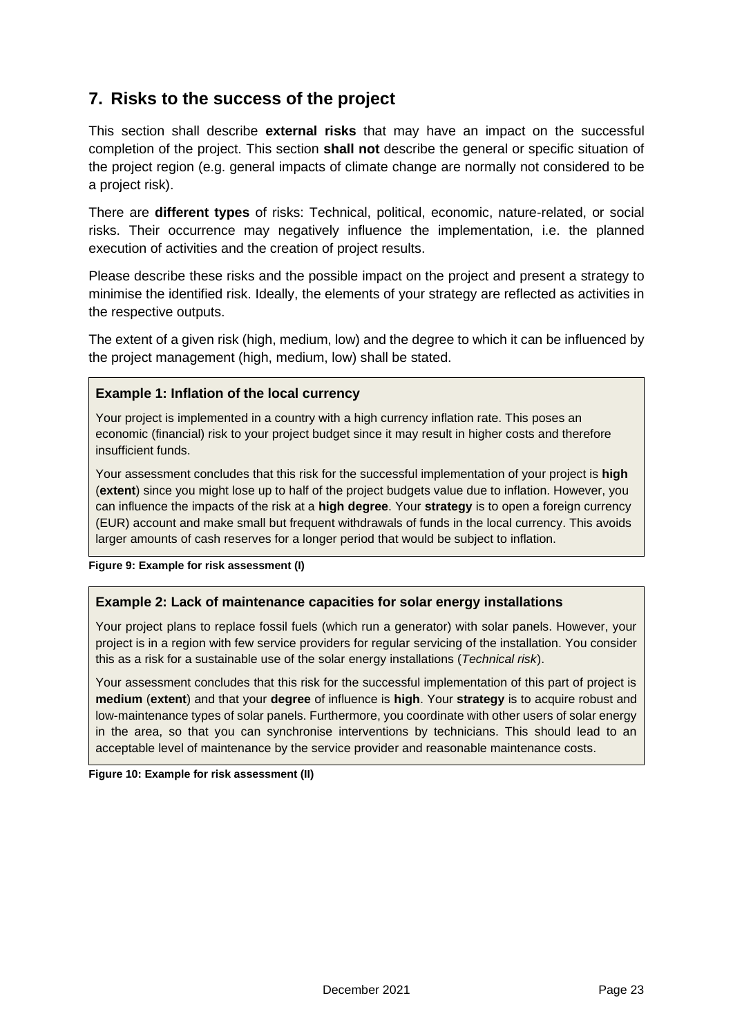## 7. Risks to the success of the project

This section shall describe **external risks** that may have an impact on the successful completion of the project. This section **shall not** describe the general or specific situation of the project region (e.g. general impacts of climate change are normally not considered to be a project risk).

There are **different types** of risks: Technical, political, economic, nature-related, or social risks. Their occurrence may negatively influence the implementation, i.e. the planned execution of activities and the creation of project results.

Please describe these risks and the possible impact on the project and present a strategy to minimise the identified risk. Ideally, the elements of your strategy are reflected as activities in the respective outputs.

The extent of a given risk (high, medium, low) and the degree to which it can be influenced by the project management (high, medium, low) shall be stated.

**Example 1: Inflation of the local currency**

Your project is implemented in a country with a high currency inflation rate. This poses an economic (financial) risk to your project budget since it may result in higher costs and therefore insufficient funds.

Your assessment concludes that this risk for the successful implementation of your project is **high** (**extent**) since you might lose up to half of the project budgets value due to inflation. However, you can influence the impacts of the risk at a **high degree**. Your **strategy** is to open a foreign currency (EUR) account and make small but frequent withdrawals of funds in the local currency. This avoids larger amounts of cash reserves for a longer period that would be subject to inflation.

**Figure 9: Example for risk assessment (I)**

**Example 2: Lack of maintenance capacities for solar energy installations**

Your project plans to replace fossil fuels (which run a generator) with solar panels. However, your project is in a region with few service providers for regular servicing of the installation. You consider this as a risk for a sustainable use of the solar energy installations (*Technical risk*).

Your assessment concludes that this risk for the successful implementation of this part of project is **medium** (**extent**) and that your **degree** of influence is **high**. Your **strategy** is to acquire robust and low-maintenance types of solar panels. Furthermore, you coordinate with other users of solar energy in the area, so that you can synchronise interventions by technicians. This should lead to an acceptable level of maintenance by the service provider and reasonable maintenance costs.

**Figure 10: Example for risk assessment (II)**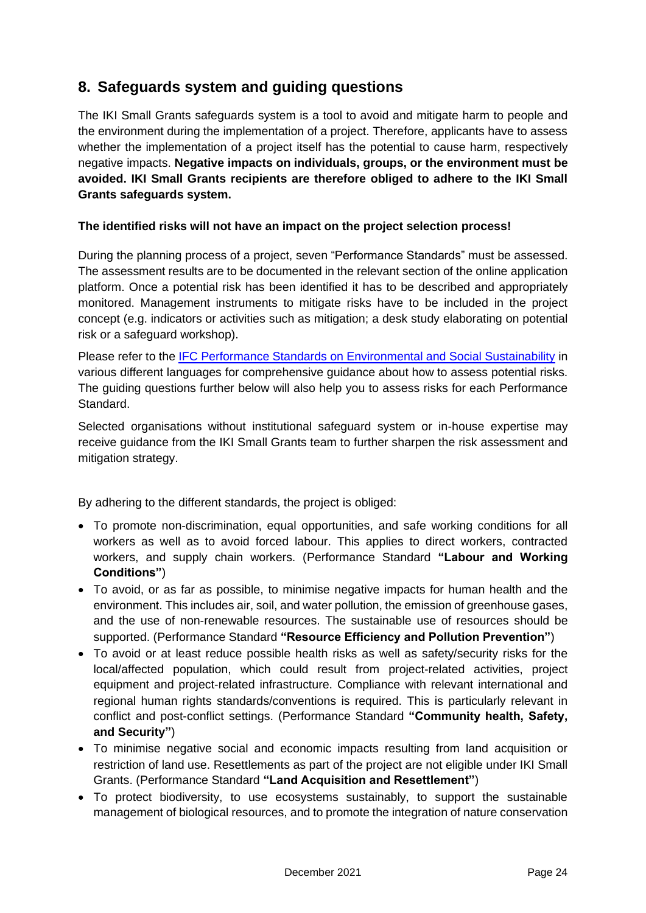## 8. Safeguards system and guiding questions

The IKI Small Grants safeguards system is a tool to avoid and mitigate harm to people and the environment during the implementation of a project. Therefore, applicants have to assess whether the implementation of a project itself has the potential to cause harm, respectively negative impacts. **Negative impacts on individuals, groups, or the environment must be avoided. IKI Small Grants recipients are therefore obliged to adhere to the IKI Small Grants safeguards system.**

**The identified risks will not have an impact on the project selection process!**

During the planning process of a project, seven "Performance Standards" must be assessed. The assessment results are to be documented in the relevant section of the online application platform. Once a potential risk has been identified it has to be described and appropriately monitored. Management instruments to mitigate risks have to be included in the project concept (e.g. indicators or activities such as mitigation; a desk study elaborating on potential risk or a safeguard workshop).

Please refer to the IFC Performance Standards on Environmental and Social Sustainability in various different languages for comprehensive guidance about how to assess potential risks. The guiding questions further below will also help you to assess risks for each Performance Standard.

Selected organisations without institutional safeguard system or in-house expertise may receive guidance from the IKI Small Grants team to further sharpen the risk assessment and mitigation strategy.

By adhering to the different standards, the project is obliged:

- To promote non-discrimination, equal opportunities, and safe working conditions for all workers as well as to avoid forced labour. This applies to direct workers, contracted workers, and supply chain workers. (Performance Standard **"Labour and Working Conditions"**)
- To avoid, or as far as possible, to minimise negative impacts for human health and the environment. This includes air, soil, and water pollution, the emission of greenhouse gases, and the use of non-renewable resources. The sustainable use of resources should be supported. (Performance Standard **"Resource Efficiency and Pollution Prevention"**)
- To avoid or at least reduce possible health risks as well as safety/security risks for the local/affected population, which could result from project-related activities, project equipment and project-related infrastructure. Compliance with relevant international and regional human rights standards/conventions is required. This is particularly relevant in conflict and post-conflict settings. (Performance Standard **"Community health, Safety, and Security"**)
- To minimise negative social and economic impacts resulting from land acquisition or restriction of land use. Resettlements as part of the project are not eligible under IKI Small Grants. (Performance Standard **"Land Acquisition and Resettlement"**)
- To protect biodiversity, to use ecosystems sustainably, to support the sustainable management of biological resources, and to promote the integration of nature conservation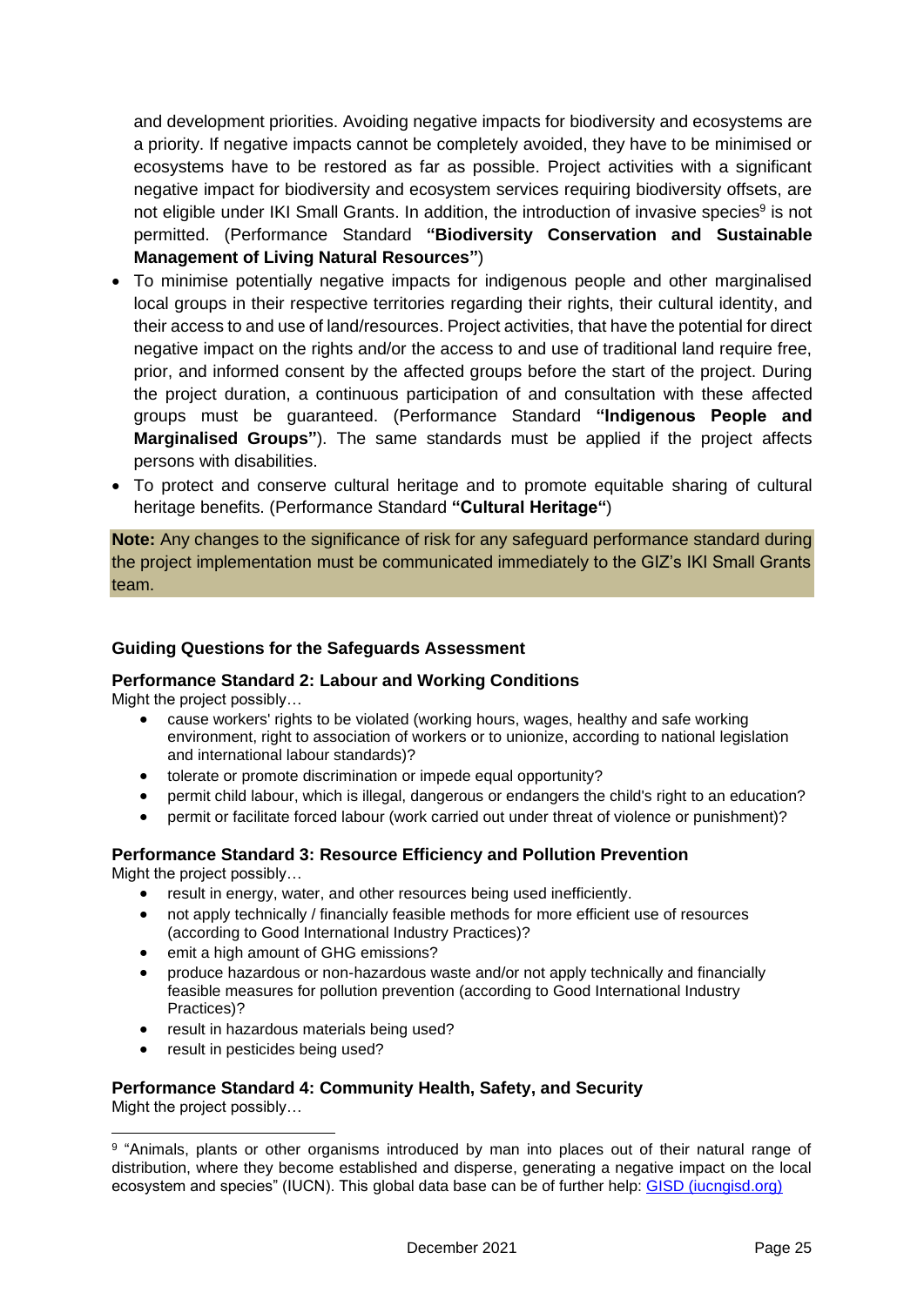and development priorities. Avoiding negative impacts for biodiversity and ecosystems are a priority. If negative impacts cannot be completely avoided, they have to be minimised or ecosystems have to be restored as far as possible. Project activities with a significant negative impact for biodiversity and ecosystem services requiring biodiversity offsets, are not eligible under IKI Small Grants. In addition, the introduction of invasive species[9] is not permitted. (Performance Standard **"Biodiversity Conservation and Sustainable Management of Living Natural Resources"**)

- To minimise potentially negative impacts for indigenous people and other marginalised local groups in their respective territories regarding their rights, their cultural identity, and their access to and use of land/resources. Project activities, that have the potential for direct negative impact on the rights and/or the access to and use of traditional land require free, prior, and informed consent by the affected groups before the start of the project. During the project duration, a continuous participation of and consultation with these affected groups must be guaranteed. (Performance Standard **"Indigenous People and Marginalised Groups"**). The same standards must be applied if the project affects persons with disabilities.
- To protect and conserve cultural heritage and to promote equitable sharing of cultural heritage benefits. (Performance Standard **"Cultural Heritage"**)

**Note:** Any changes to the significance of risk for any safeguard performance standard during the project implementation must be communicated immediately to the GIZ's IKI Small Grants team.

### Guiding Questions for the Safeguards Assessment

#### Performance Standard 2: Labour and Working Conditions

Might the project possibly…

- cause workers' rights to be violated (working hours, wages, healthy and safe working environment, right to association of workers or to unionize, according to national legislation and international labour standards)?
- tolerate or promote discrimination or impede equal opportunity?
- permit child labour, which is illegal, dangerous or endangers the child's right to an education?
- permit or facilitate forced labour (work carried out under threat of violence or punishment)?

#### Performance Standard 3: Resource Efficiency and Pollution Prevention

Might the project possibly…

- result in energy, water, and other resources being used inefficiently.
- not apply technically / financially feasible methods for more efficient use of resources (according to Good International Industry Practices)?
- emit a high amount of GHG emissions?
- produce hazardous or non-hazardous waste and/or not apply technically and financially feasible measures for pollution prevention (according to Good International Industry Practices)?
- result in hazardous materials being used?
- result in pesticides being used?

#### Performance Standard 4: Community Health, Safety, and Security

Might the project possibly…

[9] "Animals, plants or other organisms introduced by man into places out of their natural range of distribution, where they become established and disperse, generating a negative impact on the local ecosystem and species" (IUCN). This global data base can be of further help: GISD (iucngisd.org)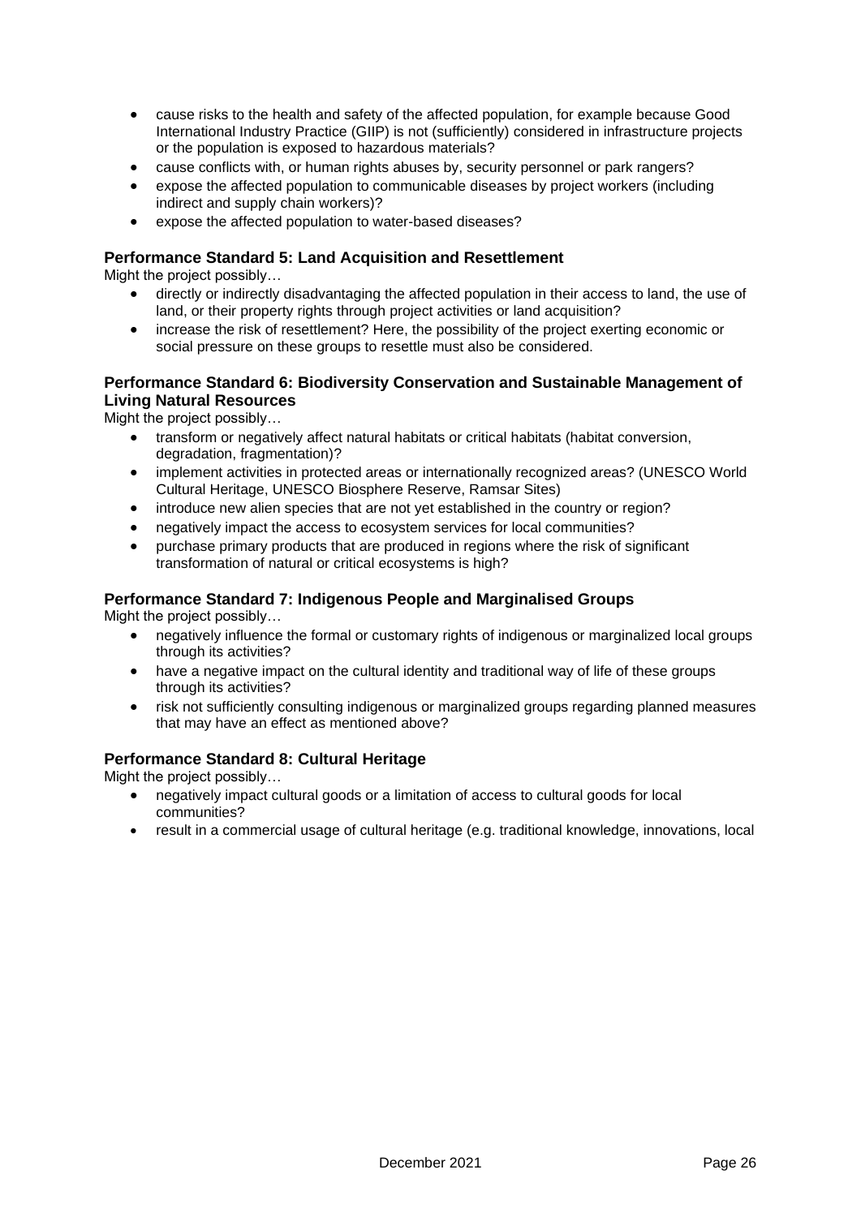- cause risks to the health and safety of the affected population, for example because Good International Industry Practice (GIIP) is not (sufficiently) considered in infrastructure projects or the population is exposed to hazardous materials?
- cause conflicts with, or human rights abuses by, security personnel or park rangers?
- expose the affected population to communicable diseases by project workers (including indirect and supply chain workers)?
- expose the affected population to water-based diseases?

### Performance Standard 5: Land Acquisition and Resettlement

Might the project possibly…

- directly or indirectly disadvantaging the affected population in their access to land, the use of land, or their property rights through project activities or land acquisition?
- increase the risk of resettlement? Here, the possibility of the project exerting economic or social pressure on these groups to resettle must also be considered.

### Performance Standard 6: Biodiversity Conservation and Sustainable Management of Living Natural Resources

Might the project possibly…

- transform or negatively affect natural habitats or critical habitats (habitat conversion, degradation, fragmentation)?
- implement activities in protected areas or internationally recognized areas? (UNESCO World Cultural Heritage, UNESCO Biosphere Reserve, Ramsar Sites)
- introduce new alien species that are not yet established in the country or region?
- negatively impact the access to ecosystem services for local communities?
- purchase primary products that are produced in regions where the risk of significant transformation of natural or critical ecosystems is high?

### Performance Standard 7: Indigenous People and Marginalised Groups

Might the project possibly…

- negatively influence the formal or customary rights of indigenous or marginalized local groups through its activities?
- have a negative impact on the cultural identity and traditional way of life of these groups through its activities?
- risk not sufficiently consulting indigenous or marginalized groups regarding planned measures that may have an effect as mentioned above?

### Performance Standard 8: Cultural Heritage

Might the project possibly…

- negatively impact cultural goods or a limitation of access to cultural goods for local communities?
- result in a commercial usage of cultural heritage (e.g. traditional knowledge, innovations, local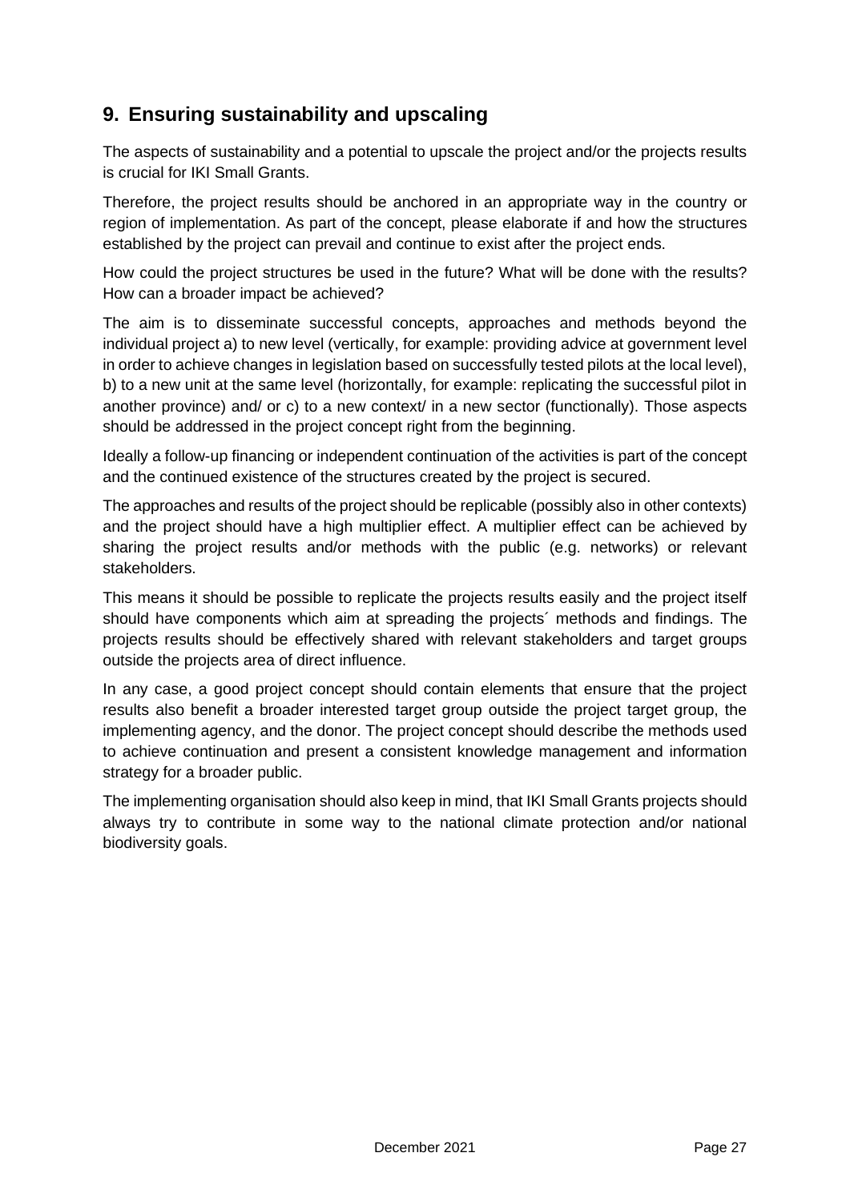## 9. Ensuring sustainability and upscaling

The aspects of sustainability and a potential to upscale the project and/or the projects results is crucial for IKI Small Grants.

Therefore, the project results should be anchored in an appropriate way in the country or region of implementation. As part of the concept, please elaborate if and how the structures established by the project can prevail and continue to exist after the project ends.

How could the project structures be used in the future? What will be done with the results? How can a broader impact be achieved?

The aim is to disseminate successful concepts, approaches and methods beyond the individual project a) to new level (vertically, for example: providing advice at government level in order to achieve changes in legislation based on successfully tested pilots at the local level), b) to a new unit at the same level (horizontally, for example: replicating the successful pilot in another province) and/ or c) to a new context/ in a new sector (functionally). Those aspects should be addressed in the project concept right from the beginning.

Ideally a follow-up financing or independent continuation of the activities is part of the concept and the continued existence of the structures created by the project is secured.

The approaches and results of the project should be replicable (possibly also in other contexts) and the project should have a high multiplier effect. A multiplier effect can be achieved by sharing the project results and/or methods with the public (e.g. networks) or relevant stakeholders.

This means it should be possible to replicate the projects results easily and the project itself should have components which aim at spreading the projects´ methods and findings. The projects results should be effectively shared with relevant stakeholders and target groups outside the projects area of direct influence.

In any case, a good project concept should contain elements that ensure that the project results also benefit a broader interested target group outside the project target group, the implementing agency, and the donor. The project concept should describe the methods used to achieve continuation and present a consistent knowledge management and information strategy for a broader public.

The implementing organisation should also keep in mind, that IKI Small Grants projects should always try to contribute in some way to the national climate protection and/or national biodiversity goals.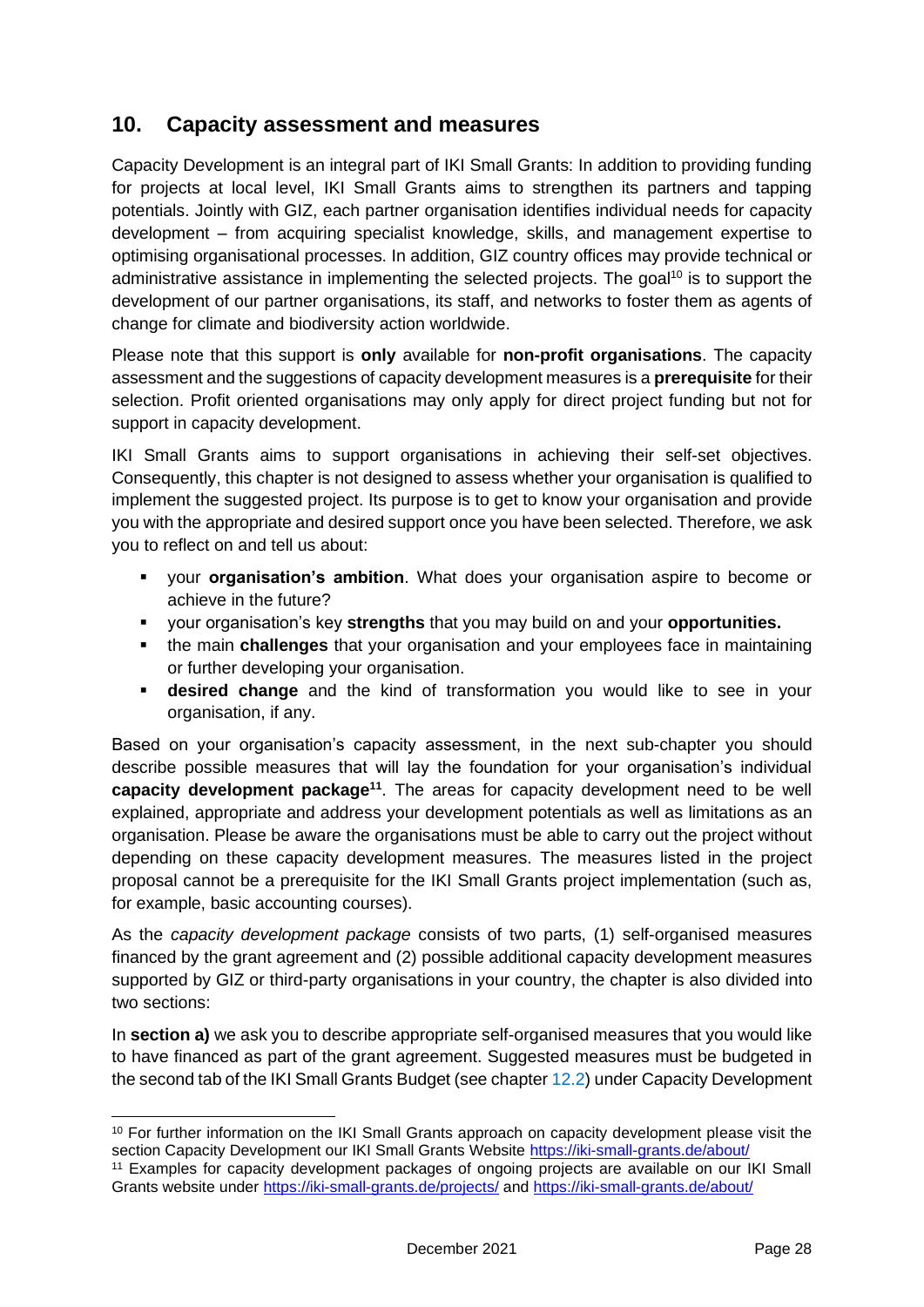## 10. Capacity assessment and measures

Capacity Development is an integral part of IKI Small Grants: In addition to providing funding for projects at local level, IKI Small Grants aims to strengthen its partners and tapping potentials. Jointly with GIZ, each partner organisation identifies individual needs for capacity development – from acquiring specialist knowledge, skills, and management expertise to optimising organisational processes. In addition, GIZ country offices may provide technical or administrative assistance in implementing the selected projects. The goal[10] is to support the development of our partner organisations, its staff, and networks to foster them as agents of change for climate and biodiversity action worldwide.

Please note that this support is **only** available for **non-profit organisations**. The capacity assessment and the suggestions of capacity development measures is a **prerequisite** for their selection. Profit oriented organisations may only apply for direct project funding but not for support in capacity development.

IKI Small Grants aims to support organisations in achieving their self-set objectives. Consequently, this chapter is not designed to assess whether your organisation is qualified to implement the suggested project. Its purpose is to get to know your organisation and provide you with the appropriate and desired support once you have been selected. Therefore, we ask you to reflect on and tell us about:

- your **organisation's ambition**. What does your organisation aspire to become or achieve in the future?
- your organisation's key **strengths** that you may build on and your **opportunities.**
- the main **challenges** that your organisation and your employees face in maintaining or further developing your organisation.
- **desired change** and the kind of transformation you would like to see in your organisation, if any.

Based on your organisation's capacity assessment, in the next sub-chapter you should describe possible measures that will lay the foundation for your organisation's individual **capacity development package**[11]. The areas for capacity development need to be well explained, appropriate and address your development potentials as well as limitations as an organisation. Please be aware the organisations must be able to carry out the project without depending on these capacity development measures. The measures listed in the project proposal cannot be a prerequisite for the IKI Small Grants project implementation (such as, for example, basic accounting courses).

As the *capacity development package* consists of two parts, (1) self-organised measures financed by the grant agreement and (2) possible additional capacity development measures supported by GIZ or third-party organisations in your country, the chapter is also divided into two sections:

In **section a)** we ask you to describe appropriate self-organised measures that you would like to have financed as part of the grant agreement. Suggested measures must be budgeted in the second tab of the IKI Small Grants Budget (see chapter 12.2) under Capacity Development

---

[10] For further information on the IKI Small Grants approach on capacity development please visit the section Capacity Development our IKI Small Grants Website https://iki-small-grants.de/about/

[11] Examples for capacity development packages of ongoing projects are available on our IKI Small Grants website under https://iki-small-grants.de/projects/ and https://iki-small-grants.de/about/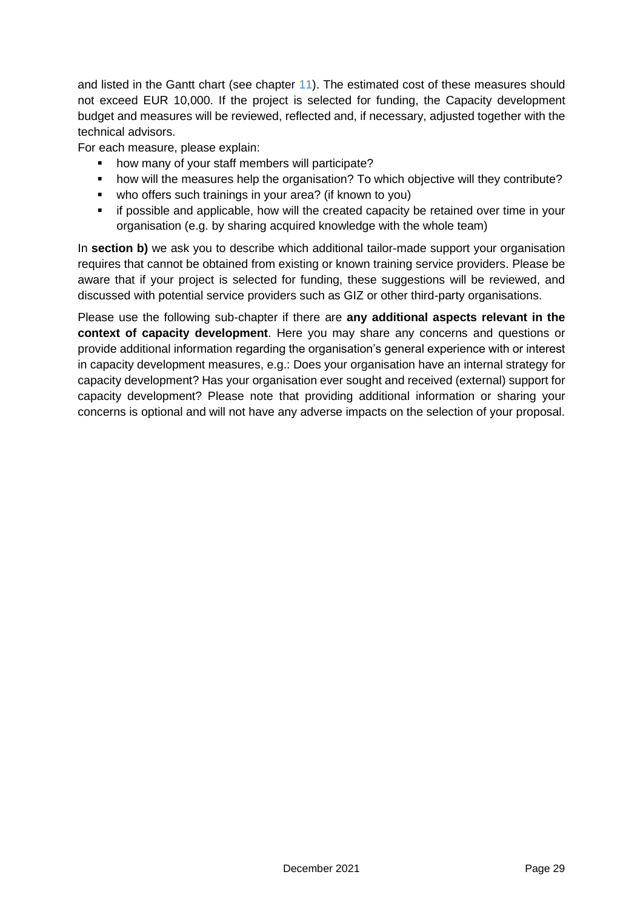and listed in the Gantt chart (see chapter 11). The estimated cost of these measures should not exceed EUR 10,000. If the project is selected for funding, the Capacity development budget and measures will be reviewed, reflected and, if necessary, adjusted together with the technical advisors.

For each measure, please explain:

- how many of your staff members will participate?
- how will the measures help the organisation? To which objective will they contribute?
- who offers such trainings in your area? (if known to you)
- if possible and applicable, how will the created capacity be retained over time in your organisation (e.g. by sharing acquired knowledge with the whole team)

In **section b)** we ask you to describe which additional tailor-made support your organisation requires that cannot be obtained from existing or known training service providers. Please be aware that if your project is selected for funding, these suggestions will be reviewed, and discussed with potential service providers such as GIZ or other third-party organisations.

Please use the following sub-chapter if there are **any additional aspects relevant in the context of capacity development**. Here you may share any concerns and questions or provide additional information regarding the organisation's general experience with or interest in capacity development measures, e.g.: Does your organisation have an internal strategy for capacity development? Has your organisation ever sought and received (external) support for capacity development? Please note that providing additional information or sharing your concerns is optional and will not have any adverse impacts on the selection of your proposal.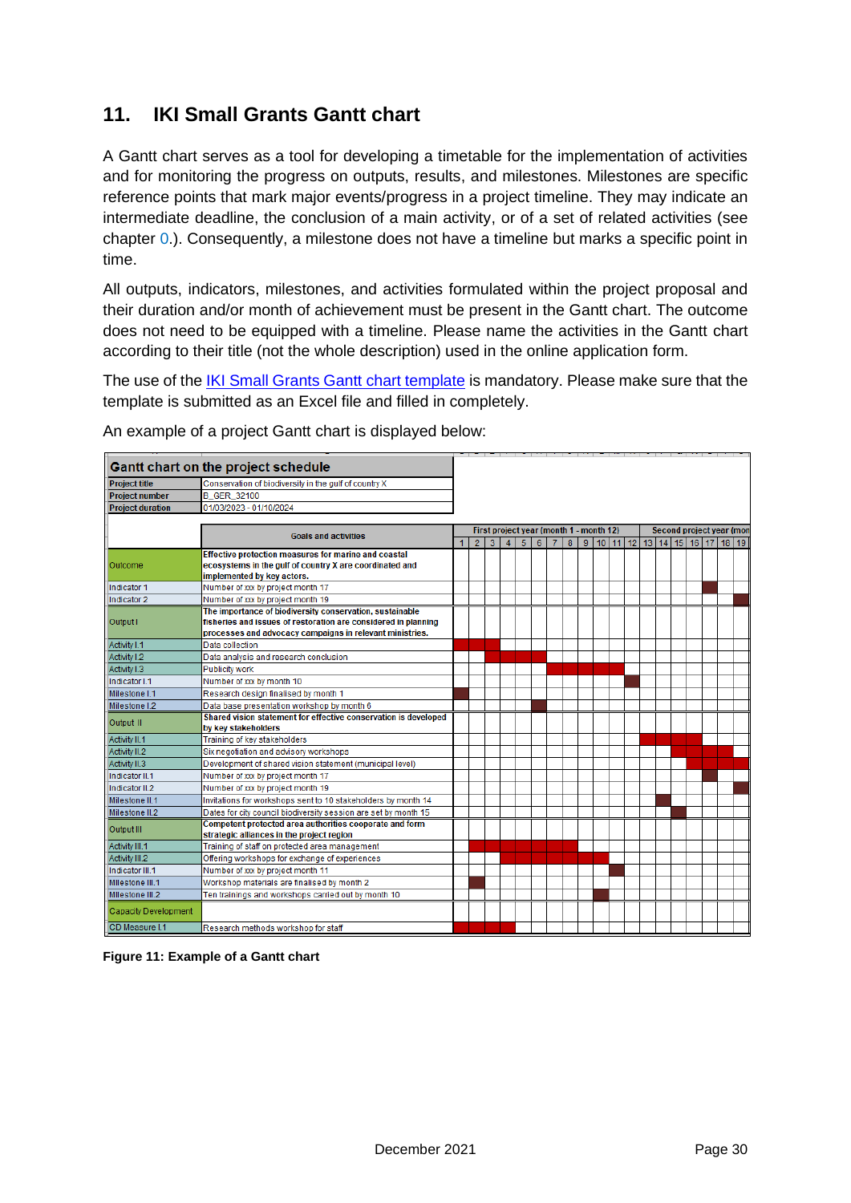## 11. IKI Small Grants Gantt chart

A Gantt chart serves as a tool for developing a timetable for the implementation of activities and for monitoring the progress on outputs, results, and milestones. Milestones are specific reference points that mark major events/progress in a project timeline. They may indicate an intermediate deadline, the conclusion of a main activity, or of a set of related activities (see chapter 0.). Consequently, a milestone does not have a timeline but marks a specific point in time.

All outputs, indicators, milestones, and activities formulated within the project proposal and their duration and/or month of achievement must be present in the Gantt chart. The outcome does not need to be equipped with a timeline. Please name the activities in the Gantt chart according to their title (not the whole description) used in the online application form.

The use of the IKI Small Grants Gantt chart template is mandatory. Please make sure that the template is submitted as an Excel file and filled in completely.

An example of a project Gantt chart is displayed below:

**Gantt chart on the project schedule**

| | |
|---|---|
| Project title | Conservation of biodiversity in the gulf of country X |
| Project number | B_GER_32100 |
| Project duration | 01/03/2023 - 01/10/2024 |

| | Goals and activities | First project year (month 1 - month 12) | | | | | | | | | | | | Second project year (mon | | | | | | |
|---|---|---|---|---|---|---|---|---|---|---|---|---|---|---|---|---|---|---|---|---|
| | | 1 | 2 | 3 | 4 | 5 | 6 | 7 | 8 | 9 | 10 | 11 | 12 | 13 | 14 | 15 | 16 | 17 | 18 | 19 |
| Outcome | **Effective protection measures for marine and coastal ecosystems in the gulf of country X are coordinated and implemented by key actors.** | | | | | | | | | | | | | | | | | | | |
| Indicator 1 | Number of xx by project month 17 | | | | | | | | | | | | | | | | | ■ | | |
| Indicator 2 | Number of xx by project month 19 | | | | | | | | | | | | | | | | | | | ■ |
| Output I | **The importance of biodiversity conservation, sustainable fisheries and issues of restoration are considered in planning processes and advocacy campaigns in relevant ministries.** | | | | | | | | | | | | | | | | | | | |
| Activity I.1 | Data collection | ■ | ■ | | | | | | | | | | | | | | | | | |
| Activity I.2 | Data analysis and research conclusion | | | ■ | ■ | ■ | | | | | | | | | | | | | | |
| Activity I.3 | Publicity work | | | | | | | ■ | ■ | ■ | ■ | ■ | | | | | | | | |
| Indicator I.1 | Number of xx by month 10 | | | | | | | | | | | | ■ | | | | | | | |
| Milestone I.1 | Research design finalised by month 1 | ■ | | | | | | | | | | | | | | | | | | |
| Milestone I.2 | Data base presentation workshop by month 6 | | | | | | ■ | | | | | | | | | | | | | |
| Output II | **Shared vision statement for effective conservation is developed by key stakeholders** | | | | | | | | | | | | | | | | | | | |
| Activity II.1 | Training of key stakeholders | | | | | | | | | | | | | ■ | ■ | ■ | ■ | | | |
| Activity II.2 | Six negotiation and advisory workshops | | | | | | | | | | | | | | | ■ | ■ | ■ | ■ | |
| Activity II.3 | Development of shared vision statement (municipal level) | | | | | | | | | | | | | | | | ■ | ■ | ■ | ■ |
| Indicator II.1 | Number of xx by project month 17 | | | | | | | | | | | | | | | | | ■ | | |
| Indicator II.2 | Number of xx by project month 19 | | | | | | | | | | | | | | | | | | | ■ |
| Milestone II.1 | Invitations for workshops sent to 10 stakeholders by month 14 | | | | | | | | | | | | | | ■ | | | | | |
| Milestone II.2 | Dates for city council biodiversity session are set by month 15 | | | | | | | | | | | | | | | ■ | | | | |
| Output III | **Competent protected area authorities cooperate and form strategic alliances in the project region** | | | | | | | | | | | | | | | | | | | |
| Activity III.1 | Training of staff on protected area management | | ■ | ■ | ■ | ■ | ■ | ■ | ■ | | | | | | | | | | | |
| Activity III.2 | Offering workshops for exchange of experiences | | | | ■ | ■ | ■ | ■ | ■ | ■ | ■ | | | | | | | | | |
| Indicator III.1 | Number of xx by project month 11 | | | | | | | | | | | ■ | | | | | | | | |
| Milestone III.1 | Workshop materials are finalised by month 2 | | ■ | | | | | | | | | | | | | | | | | |
| Milestone III.2 | Ten trainings and workshops carried out by month 10 | | | | | | | | | | ■ | | | | | | | | | |
| Capacity Development | | | | | | | | | | | | | | | | | | | | |
| CD Measure I.1 | Research methods workshop for staff | ■ | ■ | ■ | ■ | | | | | | | | | | | | | | | |

**Figure 11: Example of a Gantt chart**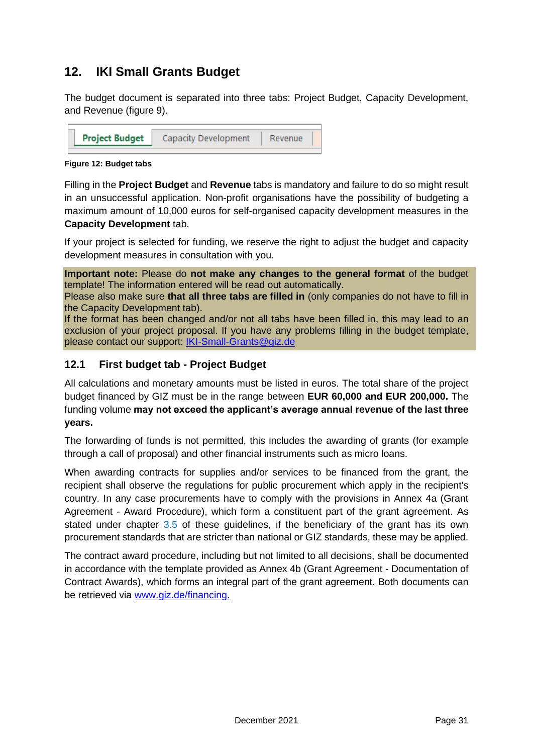## 12. IKI Small Grants Budget

The budget document is separated into three tabs: Project Budget, Capacity Development, and Revenue (figure 9).

| Project Budget | Capacity Development | Revenue |
|---|---|---|

**Figure 12: Budget tabs**

Filling in the **Project Budget** and **Revenue** tabs is mandatory and failure to do so might result in an unsuccessful application. Non-profit organisations have the possibility of budgeting a maximum amount of 10,000 euros for self-organised capacity development measures in the **Capacity Development** tab.

If your project is selected for funding, we reserve the right to adjust the budget and capacity development measures in consultation with you.

**Important note:** Please do **not make any changes to the general format** of the budget template! The information entered will be read out automatically.
Please also make sure **that all three tabs are filled in** (only companies do not have to fill in the Capacity Development tab).
If the format has been changed and/or not all tabs have been filled in, this may lead to an exclusion of your project proposal. If you have any problems filling in the budget template, please contact our support: IKI-Small-Grants@giz.de

### 12.1 First budget tab - Project Budget

All calculations and monetary amounts must be listed in euros. The total share of the project budget financed by GIZ must be in the range between **EUR 60,000 and EUR 200,000.** The funding volume **may not exceed the applicant's average annual revenue of the last three years.**

The forwarding of funds is not permitted, this includes the awarding of grants (for example through a call of proposal) and other financial instruments such as micro loans.

When awarding contracts for supplies and/or services to be financed from the grant, the recipient shall observe the regulations for public procurement which apply in the recipient's country. In any case procurements have to comply with the provisions in Annex 4a (Grant Agreement - Award Procedure), which form a constituent part of the grant agreement. As stated under chapter 3.5 of these guidelines, if the beneficiary of the grant has its own procurement standards that are stricter than national or GIZ standards, these may be applied.

The contract award procedure, including but not limited to all decisions, shall be documented in accordance with the template provided as Annex 4b (Grant Agreement - Documentation of Contract Awards), which forms an integral part of the grant agreement. Both documents can be retrieved via www.giz.de/financing.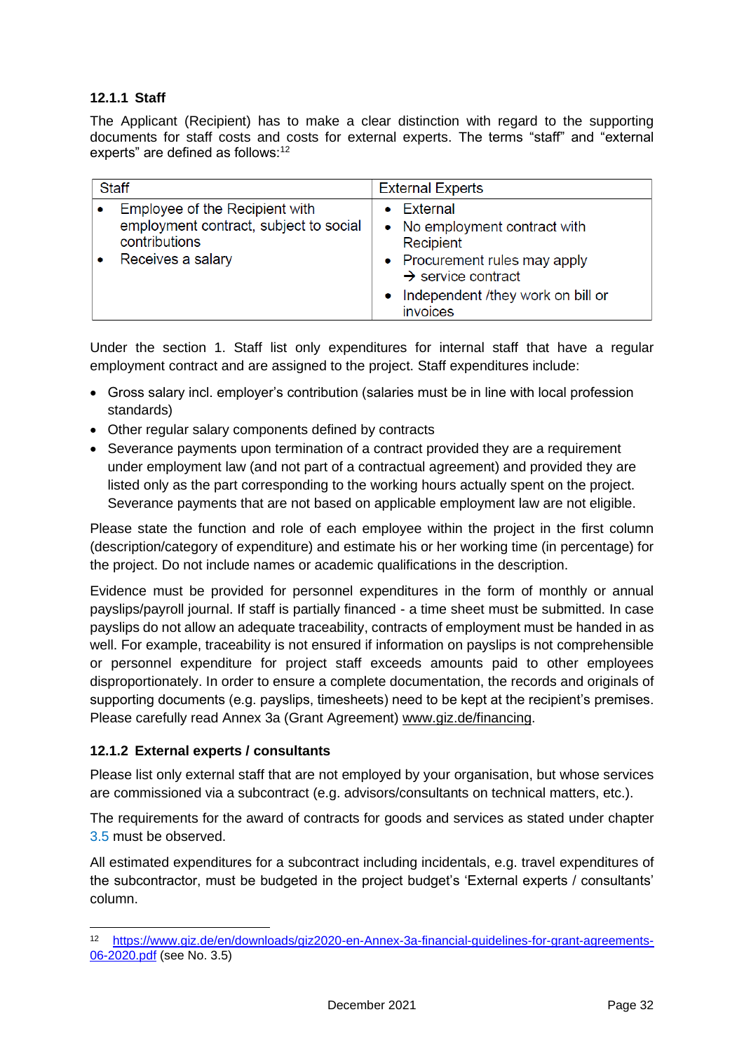### 12.1.1 Staff

The Applicant (Recipient) has to make a clear distinction with regard to the supporting documents for staff costs and costs for external experts. The terms “staff” and “external experts” are defined as follows:[12]

| Staff | External Experts |
|---|---|
| • Employee of the Recipient with employment contract, subject to social contributions<br>• Receives a salary | • External<br>• No employment contract with Recipient<br>• Procurement rules may apply → service contract<br>• Independent /they work on bill or invoices |

Under the section 1. Staff list only expenditures for internal staff that have a regular employment contract and are assigned to the project. Staff expenditures include:

- Gross salary incl. employer’s contribution (salaries must be in line with local profession standards)
- Other regular salary components defined by contracts
- Severance payments upon termination of a contract provided they are a requirement under employment law (and not part of a contractual agreement) and provided they are listed only as the part corresponding to the working hours actually spent on the project. Severance payments that are not based on applicable employment law are not eligible.

Please state the function and role of each employee within the project in the first column (description/category of expenditure) and estimate his or her working time (in percentage) for the project. Do not include names or academic qualifications in the description.

Evidence must be provided for personnel expenditures in the form of monthly or annual payslips/payroll journal. If staff is partially financed - a time sheet must be submitted. In case payslips do not allow an adequate traceability, contracts of employment must be handed in as well. For example, traceability is not ensured if information on payslips is not comprehensible or personnel expenditure for project staff exceeds amounts paid to other employees disproportionately. In order to ensure a complete documentation, the records and originals of supporting documents (e.g. payslips, timesheets) need to be kept at the recipient’s premises. Please carefully read Annex 3a (Grant Agreement) www.giz.de/financing.

### 12.1.2 External experts / consultants

Please list only external staff that are not employed by your organisation, but whose services are commissioned via a subcontract (e.g. advisors/consultants on technical matters, etc.).

The requirements for the award of contracts for goods and services as stated under chapter 3.5 must be observed.

All estimated expenditures for a subcontract including incidentals, e.g. travel expenditures of the subcontractor, must be budgeted in the project budget’s ‘External experts / consultants’ column.

---

[12] https://www.giz.de/en/downloads/giz2020-en-Annex-3a-financial-guidelines-for-grant-agreements-06-2020.pdf (see No. 3.5)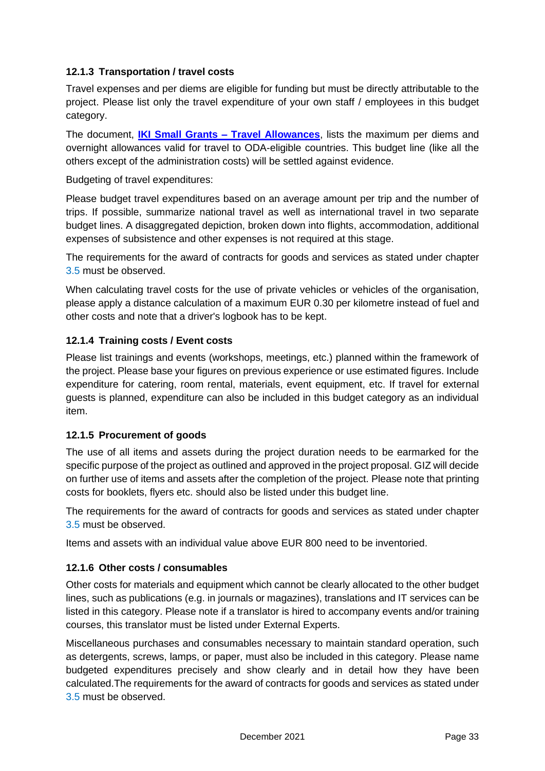### 12.1.3 Transportation / travel costs

Travel expenses and per diems are eligible for funding but must be directly attributable to the project. Please list only the travel expenditure of your own staff / employees in this budget category.

The document, **IKI Small Grants – Travel Allowances**, lists the maximum per diems and overnight allowances valid for travel to ODA-eligible countries. This budget line (like all the others except of the administration costs) will be settled against evidence.

Budgeting of travel expenditures:

Please budget travel expenditures based on an average amount per trip and the number of trips. If possible, summarize national travel as well as international travel in two separate budget lines. A disaggregated depiction, broken down into flights, accommodation, additional expenses of subsistence and other expenses is not required at this stage.

The requirements for the award of contracts for goods and services as stated under chapter 3.5 must be observed.

When calculating travel costs for the use of private vehicles or vehicles of the organisation, please apply a distance calculation of a maximum EUR 0.30 per kilometre instead of fuel and other costs and note that a driver's logbook has to be kept.

### 12.1.4 Training costs / Event costs

Please list trainings and events (workshops, meetings, etc.) planned within the framework of the project. Please base your figures on previous experience or use estimated figures. Include expenditure for catering, room rental, materials, event equipment, etc. If travel for external guests is planned, expenditure can also be included in this budget category as an individual item.

### 12.1.5 Procurement of goods

The use of all items and assets during the project duration needs to be earmarked for the specific purpose of the project as outlined and approved in the project proposal. GIZ will decide on further use of items and assets after the completion of the project. Please note that printing costs for booklets, flyers etc. should also be listed under this budget line.

The requirements for the award of contracts for goods and services as stated under chapter 3.5 must be observed.

Items and assets with an individual value above EUR 800 need to be inventoried.

### 12.1.6 Other costs / consumables

Other costs for materials and equipment which cannot be clearly allocated to the other budget lines, such as publications (e.g. in journals or magazines), translations and IT services can be listed in this category. Please note if a translator is hired to accompany events and/or training courses, this translator must be listed under External Experts.

Miscellaneous purchases and consumables necessary to maintain standard operation, such as detergents, screws, lamps, or paper, must also be included in this category. Please name budgeted expenditures precisely and show clearly and in detail how they have been calculated.The requirements for the award of contracts for goods and services as stated under 3.5 must be observed.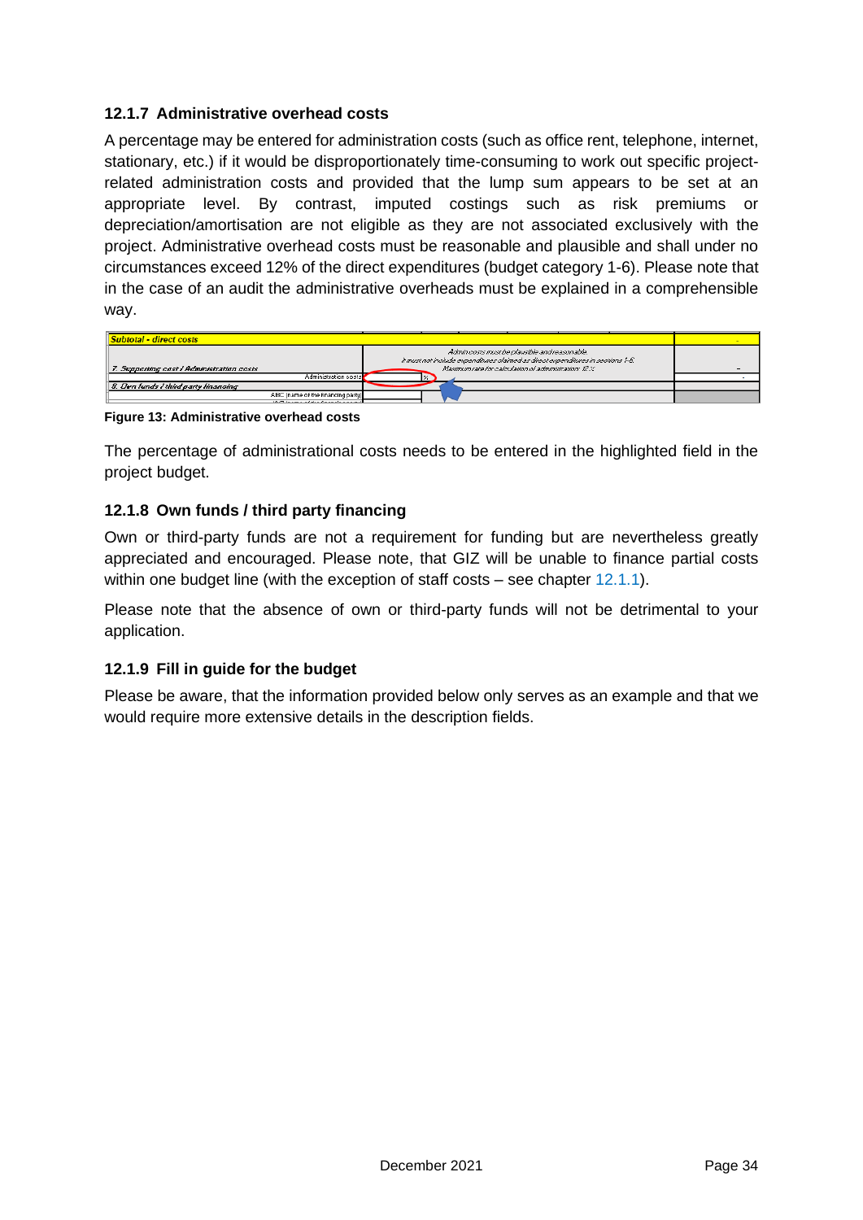### 12.1.7 Administrative overhead costs

A percentage may be entered for administration costs (such as office rent, telephone, internet, stationary, etc.) if it would be disproportionately time-consuming to work out specific project-related administration costs and provided that the lump sum appears to be set at an appropriate level. By contrast, imputed costings such as risk premiums or depreciation/amortisation are not eligible as they are not associated exclusively with the project. Administrative overhead costs must be reasonable and plausible and shall under no circumstances exceed 12% of the direct expenditures (budget category 1-6). Please note that in the case of an audit the administrative overheads must be explained in a comprehensible way.

| Subtotal - direct costs | | | - |
|---|---|---|---|
| 7. Supporting cost / Administration costs | | Admin costs must be plausible and reasonable<br>It must not include expenditures claimed as direct expenditures in sections 1-6.<br>Maximum rate for calculation of administration: 12 % | - |
| Administration costs | | % | - |
| 8. Own funds / third party financing | | | |
| ABC (name of the financing party) | | | |

**Figure 13: Administrative overhead costs**

The percentage of administrational costs needs to be entered in the highlighted field in the project budget.

### 12.1.8 Own funds / third party financing

Own or third-party funds are not a requirement for funding but are nevertheless greatly appreciated and encouraged. Please note, that GIZ will be unable to finance partial costs within one budget line (with the exception of staff costs – see chapter 12.1.1).

Please note that the absence of own or third-party funds will not be detrimental to your application.

### 12.1.9 Fill in guide for the budget

Please be aware, that the information provided below only serves as an example and that we would require more extensive details in the description fields.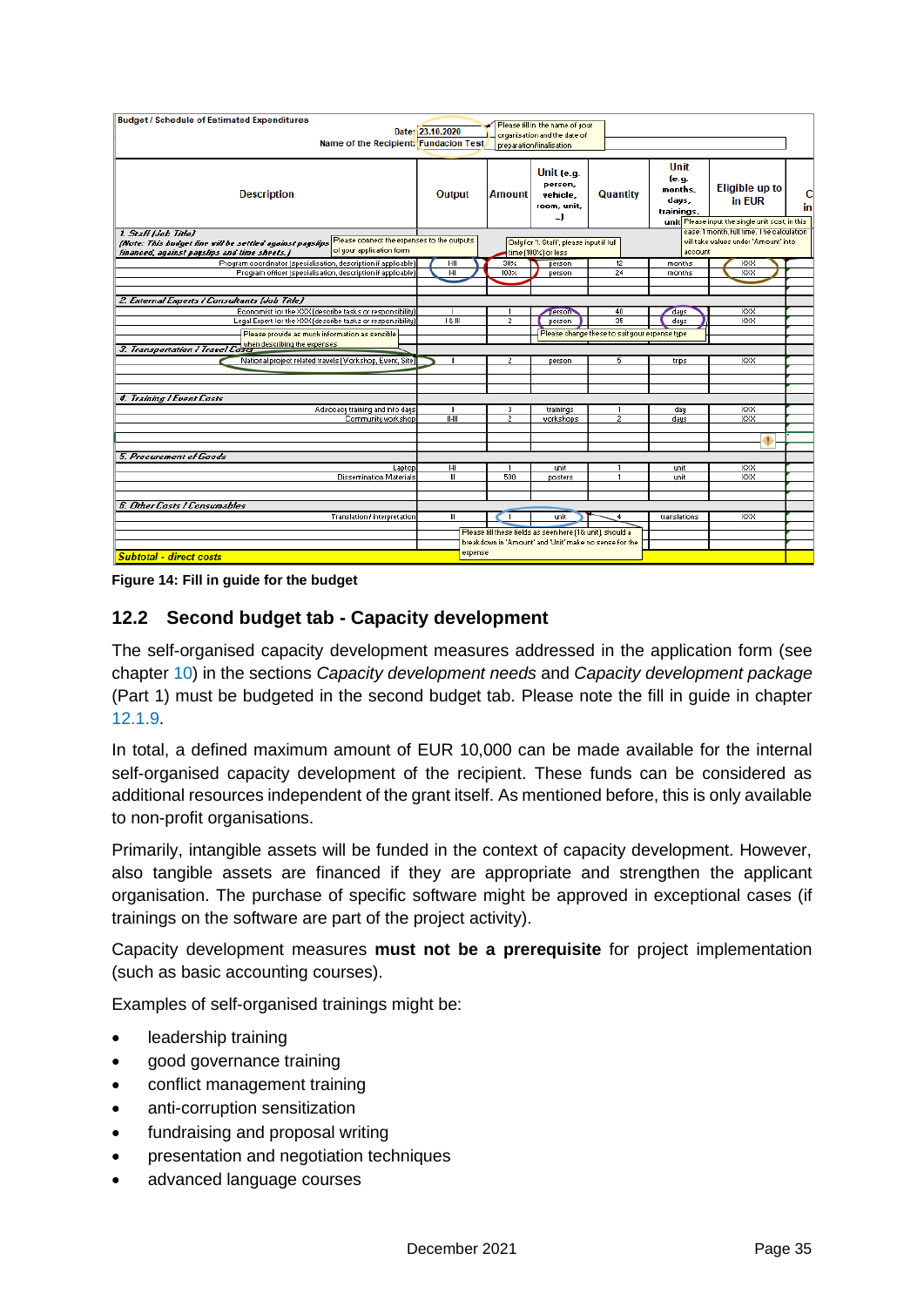| Description | Output | Amount | Unit (e.g. person, vehicle, room, unit, ...) | Quantity | Unit (e.g. months, days, trainings, unit) | Eligible up to in EUR |
|---|---|---|---|---|---|---|
| **1. Staff (Job Title)** (Note: This budget line will be settled against payslips financed, against payslips and time sheets.) | | | | | | |
| Program coordinator (specialization, description if applicable) | I-III | 30% | person | 12 | months | XXX |
| Program officer (specialisation, description if applicable) | I-III | 100% | person | 24 | months | XXX |
| **2. External Experts / Consultants (Job Title)** | | | | | | |
| Economist for the XXX (describe tasks or responsibility) | I | 1 | person | 40 | days | XXX |
| Legal Expert for the XXX (describe tasks or responsibility) | I & III | 2 | person | 35 | days | XXX |
| **3. Transportation / Travel Costs** | | | | | | |
| National project related travels (Workshop, Event, Site) | I | 2 | person | 5 | trips | XXX |
| **4. Training / Event Costs** | | | | | | |
| Advocacy training and info days | I | 3 | trainings | 1 | day | XXX |
| Community workshop | II-III | 2 | workshops | 2 | days | XXX |
| **5. Procurement of Goods** | | | | | | |
| Laptop | I-II | 1 | unit | 1 | unit | XXX |
| Dissemination Materials | II | 500 | posters | 1 | unit | XXX |
| **6. Other Costs / Consumables** | | | | | | |
| Translation/ interpretation | II | 1 | unit | 4 | translations | XXX |
| **Subtotal - direct costs** | | | | | | |

Budget / Schedule of Estimated Expenditures — Date: 23.10.2020 — Name of the Recipient: Fundacion Test

Annotations: "Please fill in the name of your organisation and the date of preparation/finalisation"; "Please connect the expenses to the outputs of your application form"; "Only for '1. Staff', please input if full time (100%) or less"; "Please input the single unit cost, in this case: 1 month, full time. The calculation will take values under 'Amount' into account"; "Please provide as much information as sensible when describing the expenses"; "Please change these to suit your expense type"; "Please fill these fields as seen here (1& unit), should a breakdown in 'Amount' and 'Unit' make no sense for the expense"

**Figure 14: Fill in guide for the budget**

## 12.2 Second budget tab - Capacity development

The self-organised capacity development measures addressed in the application form (see chapter 10) in the sections *Capacity development needs* and *Capacity development package* (Part 1) must be budgeted in the second budget tab. Please note the fill in guide in chapter 12.1.9.

In total, a defined maximum amount of EUR 10,000 can be made available for the internal self-organised capacity development of the recipient. These funds can be considered as additional resources independent of the grant itself. As mentioned before, this is only available to non-profit organisations.

Primarily, intangible assets will be funded in the context of capacity development. However, also tangible assets are financed if they are appropriate and strengthen the applicant organisation. The purchase of specific software might be approved in exceptional cases (if trainings on the software are part of the project activity).

Capacity development measures **must not be a prerequisite** for project implementation (such as basic accounting courses).

Examples of self-organised trainings might be:

- leadership training
- good governance training
- conflict management training
- anti-corruption sensitization
- fundraising and proposal writing
- presentation and negotiation techniques
- advanced language courses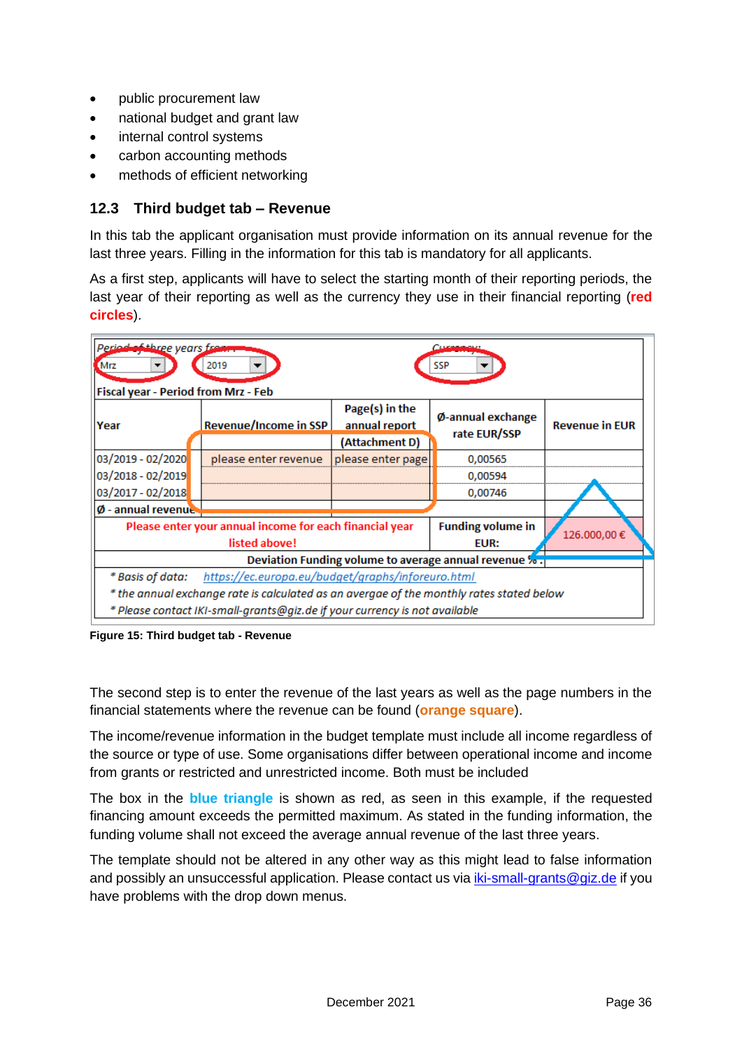- public procurement law
- national budget and grant law
- internal control systems
- carbon accounting methods
- methods of efficient networking

## 12.3 Third budget tab – Revenue

In this tab the applicant organisation must provide information on its annual revenue for the last three years. Filling in the information for this tab is mandatory for all applicants.

As a first step, applicants will have to select the starting month of their reporting periods, the last year of their reporting as well as the currency they use in their financial reporting (**red circles**).

| Period of three years from: Mrz | 2019 | | Currency: SSP | |
|---|---|---|---|---|
| Fiscal year - Period from Mrz - Feb | | | | |
| Year | Revenue/Income in SSP | Page(s) in the annual report (Attachment D) | Ø-annual exchange rate EUR/SSP | Revenue in EUR |
| 03/2019 - 02/2020 | please enter revenue | please enter page | 0,00565 | |
| 03/2018 - 02/2019 | | | 0,00594 | |
| 03/2017 - 02/2018 | | | 0,00746 | |
| Ø - annual revenue | | | | |
| Please enter your annual income for each financial year listed above! | | | Funding volume in EUR: | 126.000,00 € |
| Deviation Funding volume to average annual revenue % : | | | | |

\* Basis of data: https://ec.europa.eu/budget/graphs/inforeuro.html

\* the annual exchange rate is calculated as an avergae of the monthly rates stated below

\* Please contact IKI-small-grants@giz.de if your currency is not available

**Figure 15: Third budget tab - Revenue**

The second step is to enter the revenue of the last years as well as the page numbers in the financial statements where the revenue can be found (**orange square**).

The income/revenue information in the budget template must include all income regardless of the source or type of use. Some organisations differ between operational income and income from grants or restricted and unrestricted income. Both must be included

The box in the **blue triangle** is shown as red, as seen in this example, if the requested financing amount exceeds the permitted maximum. As stated in the funding information, the funding volume shall not exceed the average annual revenue of the last three years.

The template should not be altered in any other way as this might lead to false information and possibly an unsuccessful application. Please contact us via iki-small-grants@giz.de if you have problems with the drop down menus.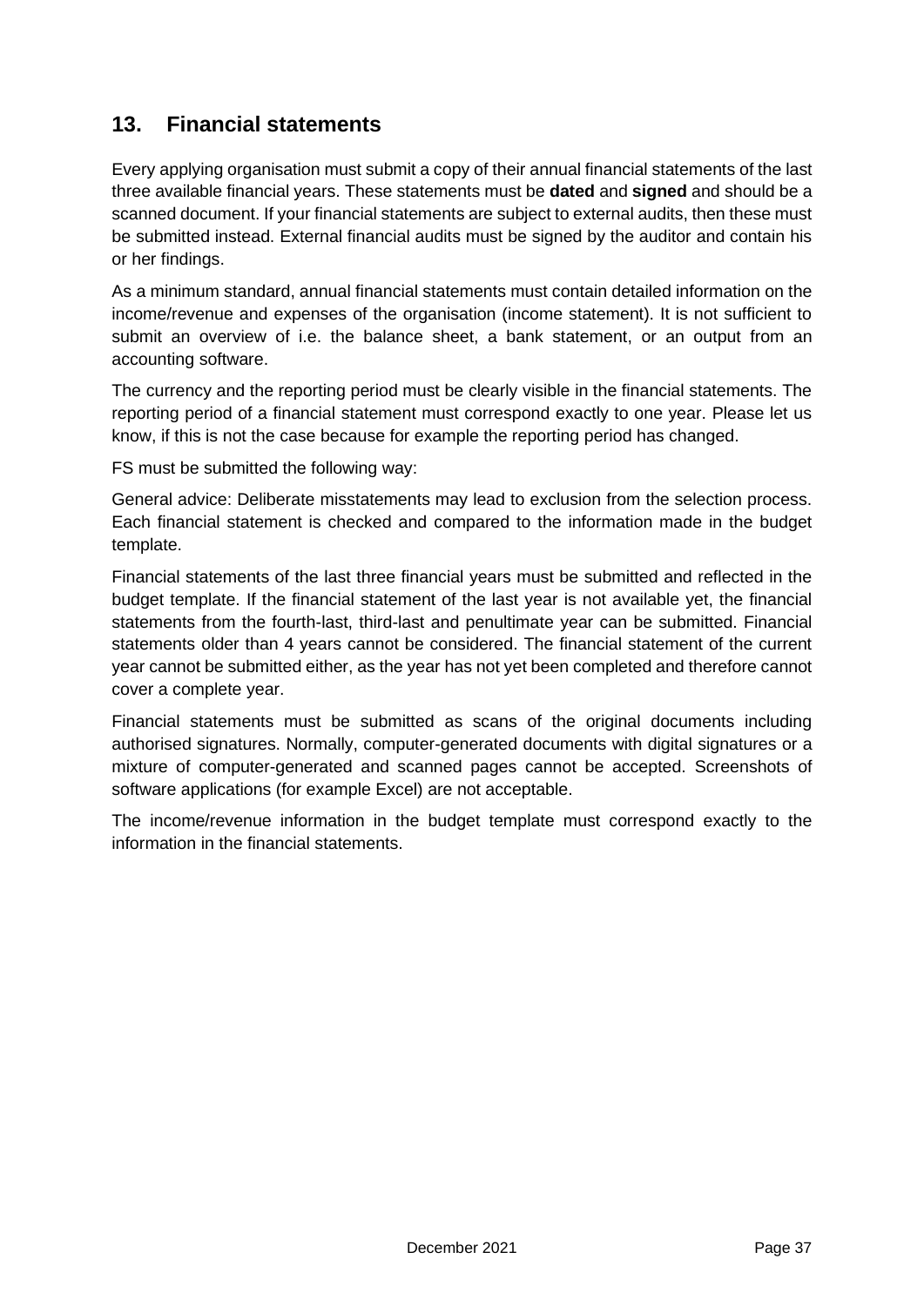## 13. Financial statements

Every applying organisation must submit a copy of their annual financial statements of the last three available financial years. These statements must be **dated** and **signed** and should be a scanned document. If your financial statements are subject to external audits, then these must be submitted instead. External financial audits must be signed by the auditor and contain his or her findings.

As a minimum standard, annual financial statements must contain detailed information on the income/revenue and expenses of the organisation (income statement). It is not sufficient to submit an overview of i.e. the balance sheet, a bank statement, or an output from an accounting software.

The currency and the reporting period must be clearly visible in the financial statements. The reporting period of a financial statement must correspond exactly to one year. Please let us know, if this is not the case because for example the reporting period has changed.

FS must be submitted the following way:

General advice: Deliberate misstatements may lead to exclusion from the selection process. Each financial statement is checked and compared to the information made in the budget template.

Financial statements of the last three financial years must be submitted and reflected in the budget template. If the financial statement of the last year is not available yet, the financial statements from the fourth-last, third-last and penultimate year can be submitted. Financial statements older than 4 years cannot be considered. The financial statement of the current year cannot be submitted either, as the year has not yet been completed and therefore cannot cover a complete year.

Financial statements must be submitted as scans of the original documents including authorised signatures. Normally, computer-generated documents with digital signatures or a mixture of computer-generated and scanned pages cannot be accepted. Screenshots of software applications (for example Excel) are not acceptable.

The income/revenue information in the budget template must correspond exactly to the information in the financial statements.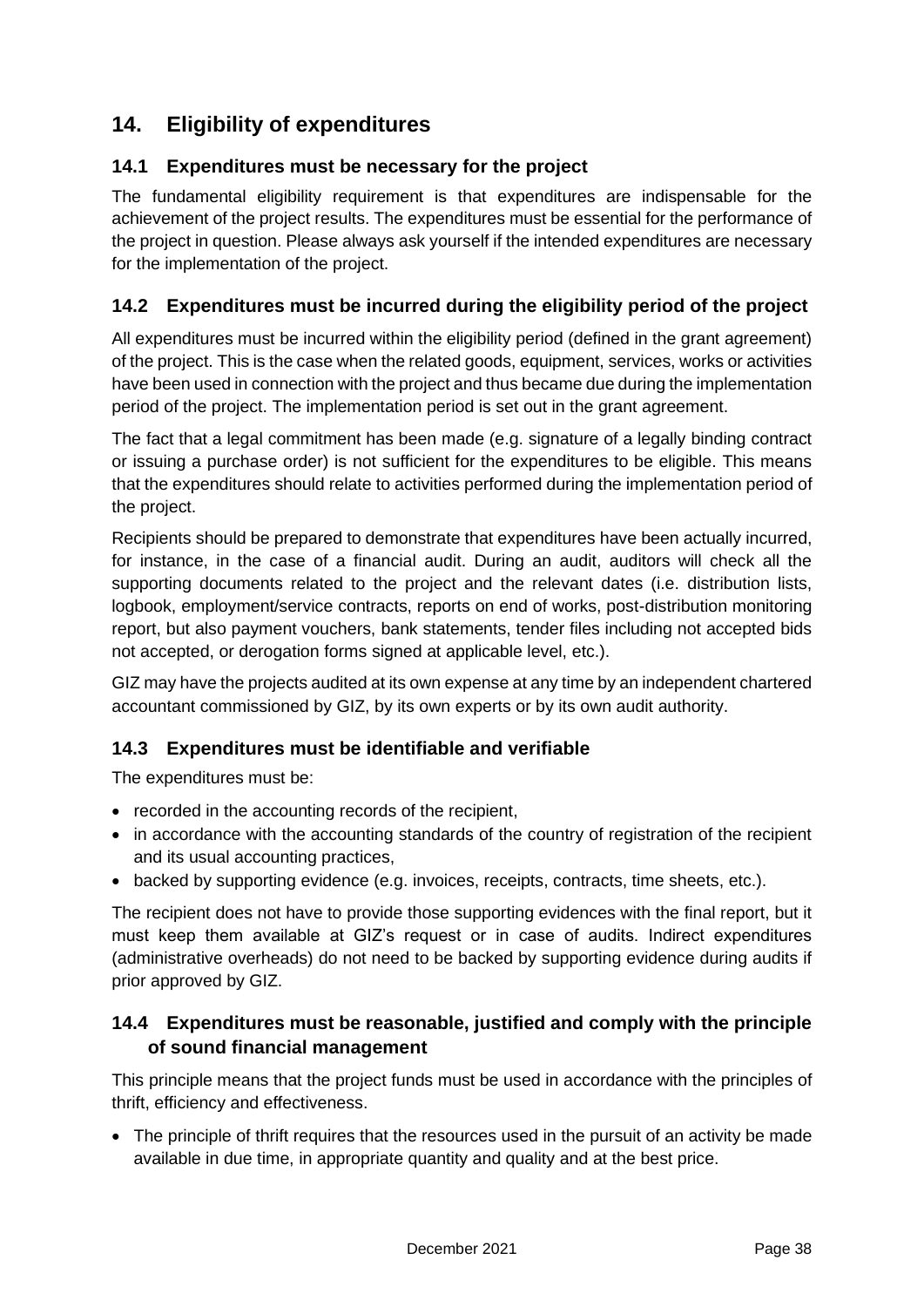## 14. Eligibility of expenditures

### 14.1 Expenditures must be necessary for the project

The fundamental eligibility requirement is that expenditures are indispensable for the achievement of the project results. The expenditures must be essential for the performance of the project in question. Please always ask yourself if the intended expenditures are necessary for the implementation of the project.

### 14.2 Expenditures must be incurred during the eligibility period of the project

All expenditures must be incurred within the eligibility period (defined in the grant agreement) of the project. This is the case when the related goods, equipment, services, works or activities have been used in connection with the project and thus became due during the implementation period of the project. The implementation period is set out in the grant agreement.

The fact that a legal commitment has been made (e.g. signature of a legally binding contract or issuing a purchase order) is not sufficient for the expenditures to be eligible. This means that the expenditures should relate to activities performed during the implementation period of the project.

Recipients should be prepared to demonstrate that expenditures have been actually incurred, for instance, in the case of a financial audit. During an audit, auditors will check all the supporting documents related to the project and the relevant dates (i.e. distribution lists, logbook, employment/service contracts, reports on end of works, post-distribution monitoring report, but also payment vouchers, bank statements, tender files including not accepted bids not accepted, or derogation forms signed at applicable level, etc.).

GIZ may have the projects audited at its own expense at any time by an independent chartered accountant commissioned by GIZ, by its own experts or by its own audit authority.

### 14.3 Expenditures must be identifiable and verifiable

The expenditures must be:

- recorded in the accounting records of the recipient,
- in accordance with the accounting standards of the country of registration of the recipient and its usual accounting practices,
- backed by supporting evidence (e.g. invoices, receipts, contracts, time sheets, etc.).

The recipient does not have to provide those supporting evidences with the final report, but it must keep them available at GIZ's request or in case of audits. Indirect expenditures (administrative overheads) do not need to be backed by supporting evidence during audits if prior approved by GIZ.

### 14.4 Expenditures must be reasonable, justified and comply with the principle of sound financial management

This principle means that the project funds must be used in accordance with the principles of thrift, efficiency and effectiveness.

- The principle of thrift requires that the resources used in the pursuit of an activity be made available in due time, in appropriate quantity and quality and at the best price.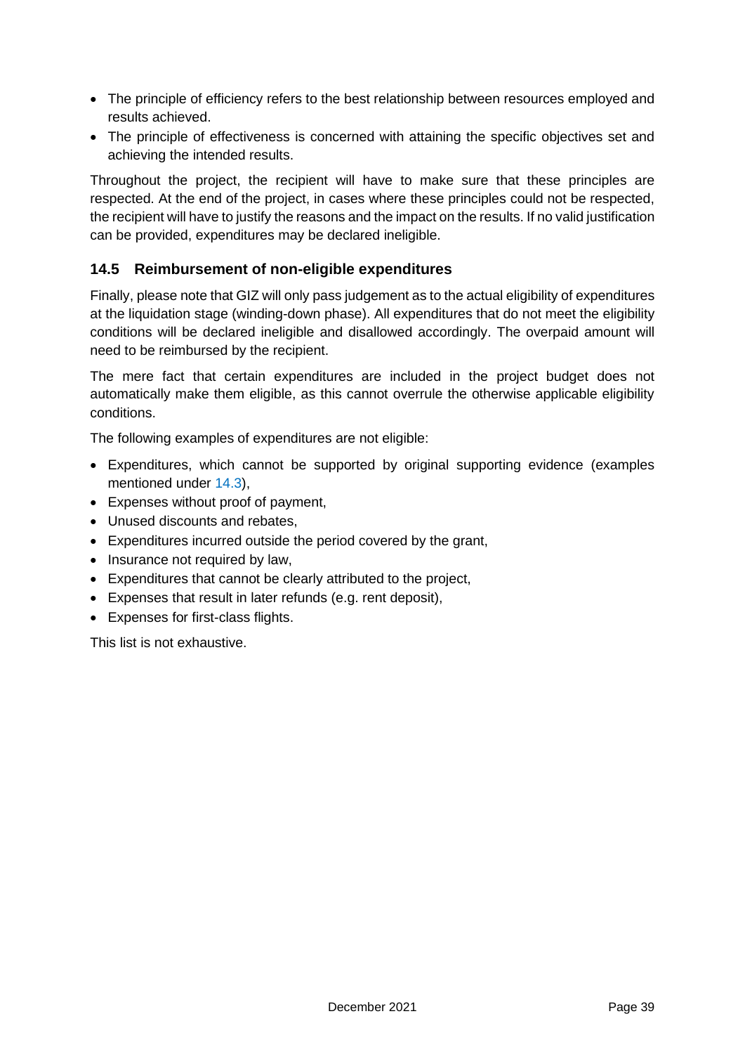- The principle of efficiency refers to the best relationship between resources employed and results achieved.
- The principle of effectiveness is concerned with attaining the specific objectives set and achieving the intended results.

Throughout the project, the recipient will have to make sure that these principles are respected. At the end of the project, in cases where these principles could not be respected, the recipient will have to justify the reasons and the impact on the results. If no valid justification can be provided, expenditures may be declared ineligible.

## 14.5 Reimbursement of non-eligible expenditures

Finally, please note that GIZ will only pass judgement as to the actual eligibility of expenditures at the liquidation stage (winding-down phase). All expenditures that do not meet the eligibility conditions will be declared ineligible and disallowed accordingly. The overpaid amount will need to be reimbursed by the recipient.

The mere fact that certain expenditures are included in the project budget does not automatically make them eligible, as this cannot overrule the otherwise applicable eligibility conditions.

The following examples of expenditures are not eligible:

- Expenditures, which cannot be supported by original supporting evidence (examples mentioned under 14.3),
- Expenses without proof of payment,
- Unused discounts and rebates,
- Expenditures incurred outside the period covered by the grant,
- Insurance not required by law,
- Expenditures that cannot be clearly attributed to the project,
- Expenses that result in later refunds (e.g. rent deposit),
- Expenses for first-class flights.

This list is not exhaustive.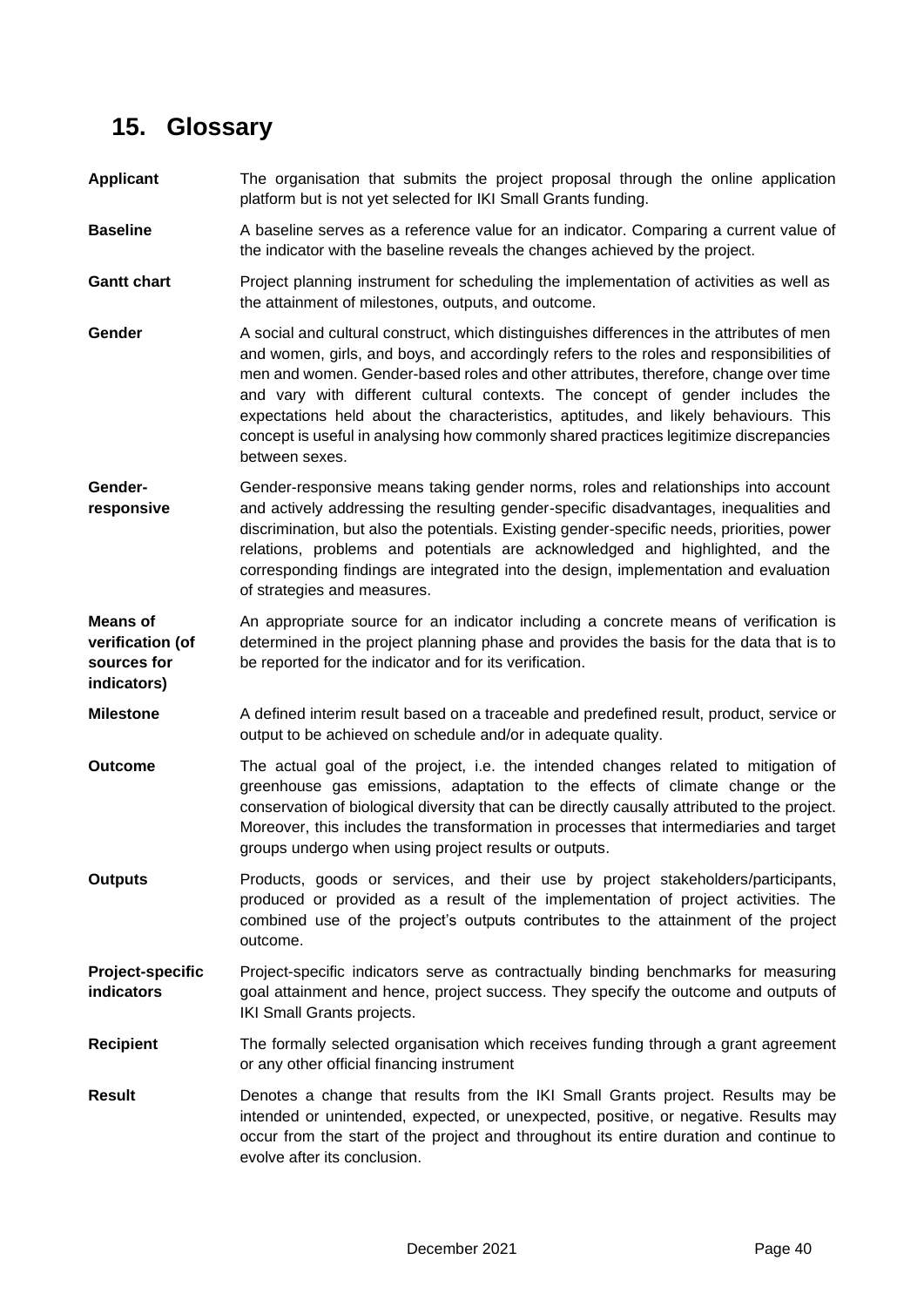## 15. Glossary

**Applicant** — The organisation that submits the project proposal through the online application platform but is not yet selected for IKI Small Grants funding.

**Baseline** — A baseline serves as a reference value for an indicator. Comparing a current value of the indicator with the baseline reveals the changes achieved by the project.

**Gantt chart** — Project planning instrument for scheduling the implementation of activities as well as the attainment of milestones, outputs, and outcome.

**Gender** — A social and cultural construct, which distinguishes differences in the attributes of men and women, girls, and boys, and accordingly refers to the roles and responsibilities of men and women. Gender-based roles and other attributes, therefore, change over time and vary with different cultural contexts. The concept of gender includes the expectations held about the characteristics, aptitudes, and likely behaviours. This concept is useful in analysing how commonly shared practices legitimize discrepancies between sexes.

**Gender-responsive** — Gender-responsive means taking gender norms, roles and relationships into account and actively addressing the resulting gender-specific disadvantages, inequalities and discrimination, but also the potentials. Existing gender-specific needs, priorities, power relations, problems and potentials are acknowledged and highlighted, and the corresponding findings are integrated into the design, implementation and evaluation of strategies and measures.

**Means of verification (of sources for indicators)** — An appropriate source for an indicator including a concrete means of verification is determined in the project planning phase and provides the basis for the data that is to be reported for the indicator and for its verification.

**Milestone** — A defined interim result based on a traceable and predefined result, product, service or output to be achieved on schedule and/or in adequate quality.

**Outcome** — The actual goal of the project, i.e. the intended changes related to mitigation of greenhouse gas emissions, adaptation to the effects of climate change or the conservation of biological diversity that can be directly causally attributed to the project. Moreover, this includes the transformation in processes that intermediaries and target groups undergo when using project results or outputs.

**Outputs** — Products, goods or services, and their use by project stakeholders/participants, produced or provided as a result of the implementation of project activities. The combined use of the project's outputs contributes to the attainment of the project outcome.

**Project-specific indicators** — Project-specific indicators serve as contractually binding benchmarks for measuring goal attainment and hence, project success. They specify the outcome and outputs of IKI Small Grants projects.

**Recipient** — The formally selected organisation which receives funding through a grant agreement or any other official financing instrument

**Result** — Denotes a change that results from the IKI Small Grants project. Results may be intended or unintended, expected, or unexpected, positive, or negative. Results may occur from the start of the project and throughout its entire duration and continue to evolve after its conclusion.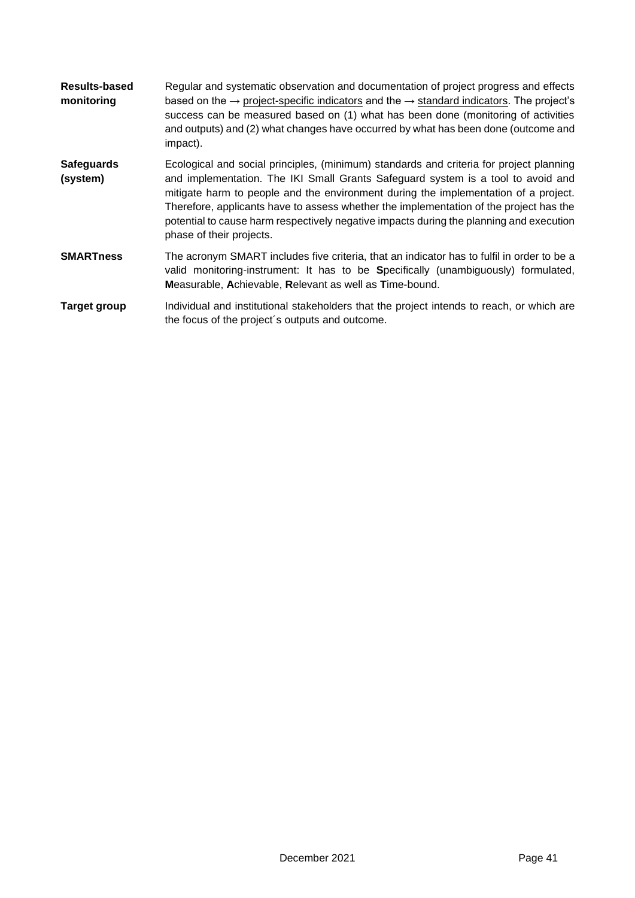**Results-based monitoring** Regular and systematic observation and documentation of project progress and effects based on the → project-specific indicators and the → standard indicators. The project's success can be measured based on (1) what has been done (monitoring of activities and outputs) and (2) what changes have occurred by what has been done (outcome and impact).

**Safeguards (system)** Ecological and social principles, (minimum) standards and criteria for project planning and implementation. The IKI Small Grants Safeguard system is a tool to avoid and mitigate harm to people and the environment during the implementation of a project. Therefore, applicants have to assess whether the implementation of the project has the potential to cause harm respectively negative impacts during the planning and execution phase of their projects.

**SMARTness** The acronym SMART includes five criteria, that an indicator has to fulfil in order to be a valid monitoring-instrument: It has to be **S**pecifically (unambiguously) formulated, **M**easurable, **A**chievable, **R**elevant as well as **T**ime-bound.

**Target group** Individual and institutional stakeholders that the project intends to reach, or which are the focus of the project´s outputs and outcome.